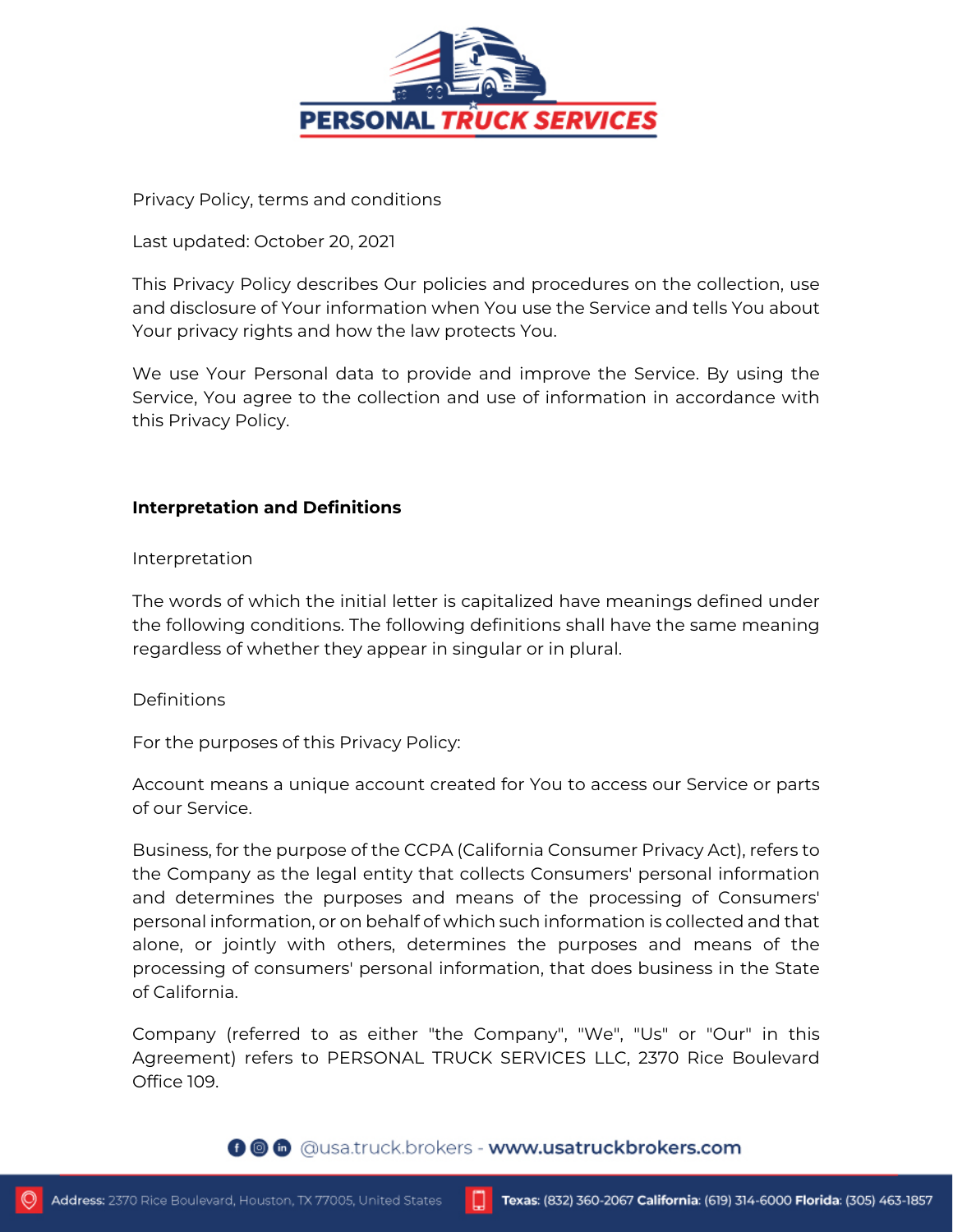Privacy Policy, terms and conditions

Last updated: October 20, 2021

This Privacy Policy describes Our policies and procedures on the collection, use and disclosure of Your information when You use the Service and tells You about Your privacy rights and how the law protects You.

We use Your Personal data to provide and improve the Service. By using the Service, You agree to the collection and use of information in accordance with this Privacy Policy.

**Interpretation and Definitions**

Interpretation

The words of which the initial letter is capitalized have meanings defined under the following conditions. The following definitions shall have the same meaning regardless of whether they appear in singular or in plural.

Definitions

For the purposes of this Privacy Policy:

Account means a unique account created for You to access our Service or parts of our Service.

Business, for the purpose of the CCPA (California Consumer Privacy Act), refers to the Company as the legal entity that collects Consumers' personal information and determines the purposes and means of the processing of Consumers' personal information, or on behalf of which such information is collected and that alone, or jointly with others, determines the purposes and means of the processing of consumers' personal information, that does business in the State of California.

Company (referred to as either "the Company", "We", "Us" or "Our" in this Agreement) refers to PERSONAL TRUCK SERVICES LLC, 2370 Rice Boulevard Office 109.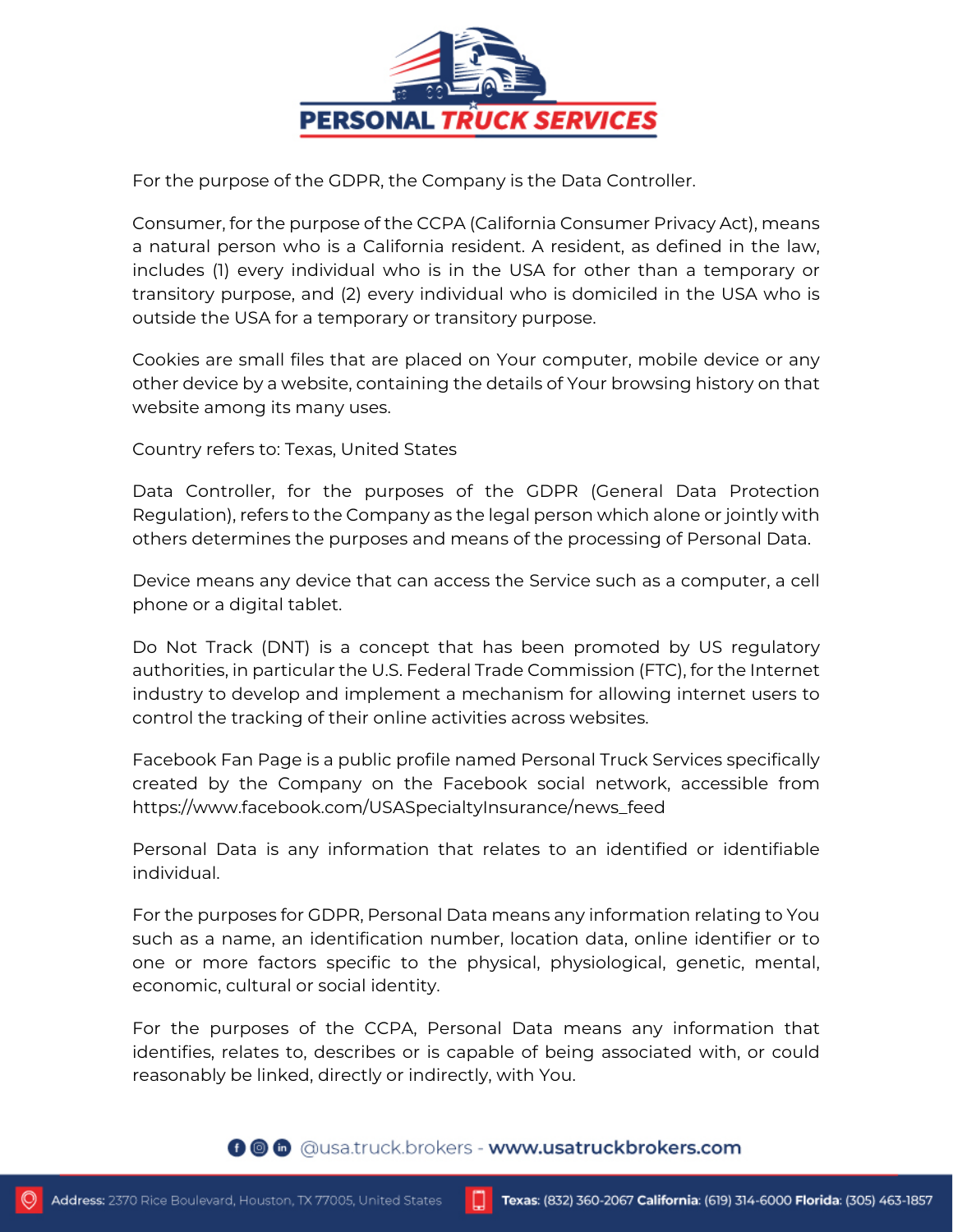For the purpose of the GDPR, the Company is the Data Controller.

Consumer, for the purpose of the CCPA (California Consumer Privacy Act), means a natural person who is a California resident. A resident, as defined in the law, includes (1) every individual who is in the USA for other than a temporary or transitory purpose, and (2) every individual who is domiciled in the USA who is outside the USA for a temporary or transitory purpose.

Cookies are small files that are placed on Your computer, mobile device or any other device by a website, containing the details of Your browsing history on that website among its many uses.

Country refers to: Texas, United States

Data Controller, for the purposes of the GDPR (General Data Protection Regulation), refers to the Company as the legal person which alone or jointly with others determines the purposes and means of the processing of Personal Data.

Device means any device that can access the Service such as a computer, a cell phone or a digital tablet.

Do Not Track (DNT) is a concept that has been promoted by US regulatory authorities, in particular the U.S. Federal Trade Commission (FTC), for the Internet industry to develop and implement a mechanism for allowing internet users to control the tracking of their online activities across websites.

Facebook Fan Page is a public profile named Personal Truck Services specifically created by the Company on the Facebook social network, accessible from https://www.facebook.com/USASpecialtyInsurance/news_feed

Personal Data is any information that relates to an identified or identifiable individual.

For the purposes for GDPR, Personal Data means any information relating to You such as a name, an identification number, location data, online identifier or to one or more factors specific to the physical, physiological, genetic, mental, economic, cultural or social identity.

For the purposes of the CCPA, Personal Data means any information that identifies, relates to, describes or is capable of being associated with, or could reasonably be linked, directly or indirectly, with You.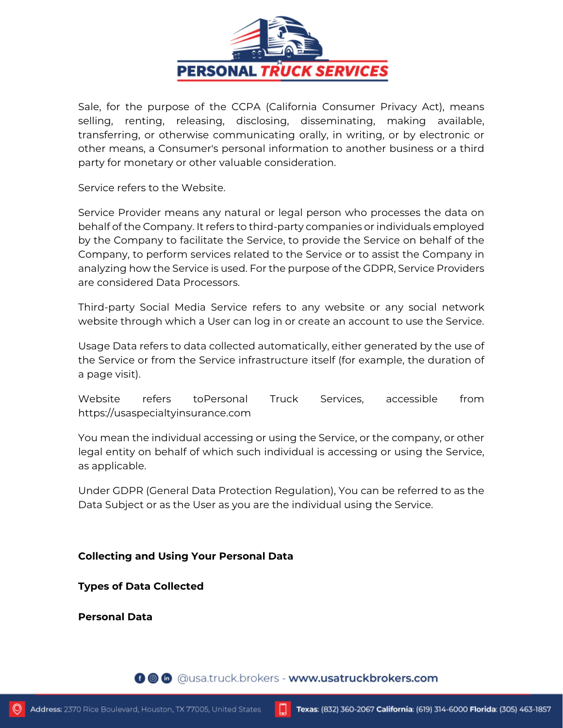Sale, for the purpose of the CCPA (California Consumer Privacy Act), means selling, renting, releasing, disclosing, disseminating, making available, transferring, or otherwise communicating orally, in writing, or by electronic or other means, a Consumer's personal information to another business or a third party for monetary or other valuable consideration.

Service refers to the Website.

Service Provider means any natural or legal person who processes the data on behalf of the Company. It refers to third-party companies or individuals employed by the Company to facilitate the Service, to provide the Service on behalf of the Company, to perform services related to the Service or to assist the Company in analyzing how the Service is used. For the purpose of the GDPR, Service Providers are considered Data Processors.

Third-party Social Media Service refers to any website or any social network website through which a User can log in or create an account to use the Service.

Usage Data refers to data collected automatically, either generated by the use of the Service or from the Service infrastructure itself (for example, the duration of a page visit).

Website refers toPersonal Truck Services, accessible from https://usaspecialtyinsurance.com

You mean the individual accessing or using the Service, or the company, or other legal entity on behalf of which such individual is accessing or using the Service, as applicable.

Under GDPR (General Data Protection Regulation), You can be referred to as the Data Subject or as the User as you are the individual using the Service.

**Collecting and Using Your Personal Data**

**Types of Data Collected**

**Personal Data**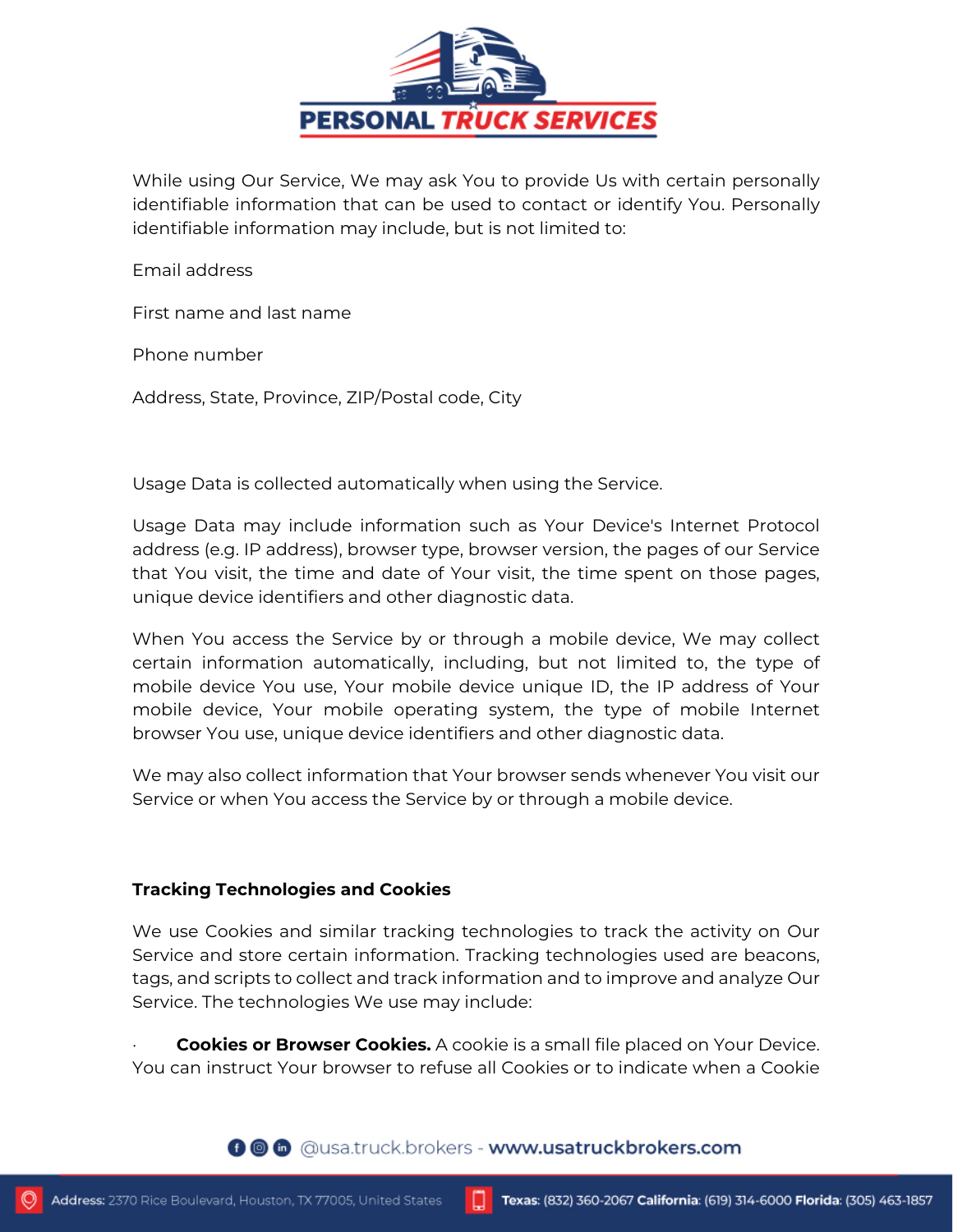While using Our Service, We may ask You to provide Us with certain personally identifiable information that can be used to contact or identify You. Personally identifiable information may include, but is not limited to:

Email address

First name and last name

Phone number

Address, State, Province, ZIP/Postal code, City

Usage Data is collected automatically when using the Service.

Usage Data may include information such as Your Device's Internet Protocol address (e.g. IP address), browser type, browser version, the pages of our Service that You visit, the time and date of Your visit, the time spent on those pages, unique device identifiers and other diagnostic data.

When You access the Service by or through a mobile device, We may collect certain information automatically, including, but not limited to, the type of mobile device You use, Your mobile device unique ID, the IP address of Your mobile device, Your mobile operating system, the type of mobile Internet browser You use, unique device identifiers and other diagnostic data.

We may also collect information that Your browser sends whenever You visit our Service or when You access the Service by or through a mobile device.

**Tracking Technologies and Cookies**

We use Cookies and similar tracking technologies to track the activity on Our Service and store certain information. Tracking technologies used are beacons, tags, and scripts to collect and track information and to improve and analyze Our Service. The technologies We use may include:

· **Cookies or Browser Cookies.** A cookie is a small file placed on Your Device. You can instruct Your browser to refuse all Cookies or to indicate when a Cookie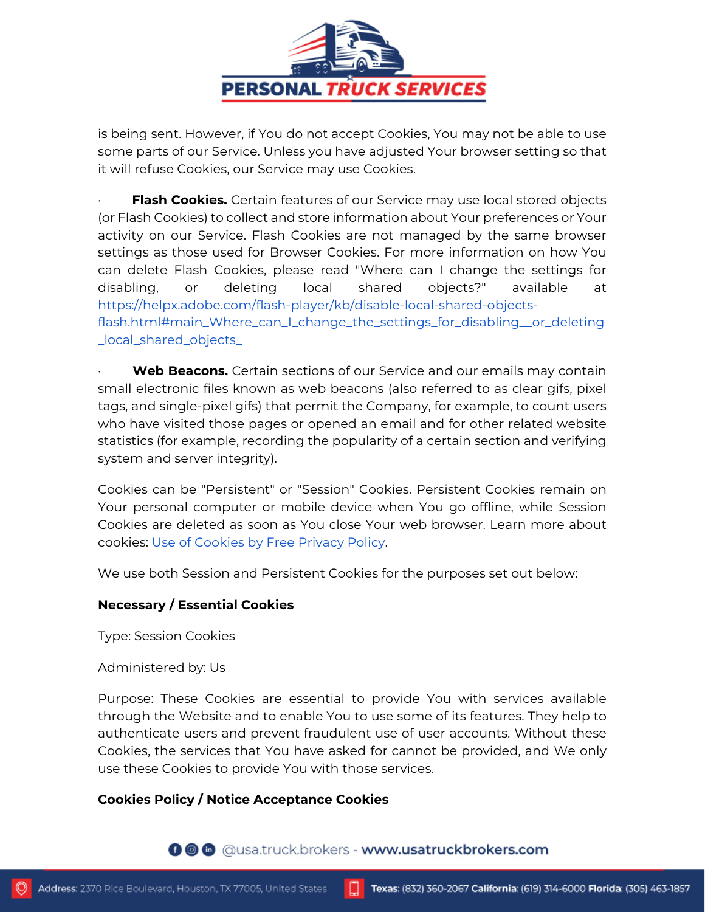is being sent. However, if You do not accept Cookies, You may not be able to use some parts of our Service. Unless you have adjusted Your browser setting so that it will refuse Cookies, our Service may use Cookies.

· **Flash Cookies.** Certain features of our Service may use local stored objects (or Flash Cookies) to collect and store information about Your preferences or Your activity on our Service. Flash Cookies are not managed by the same browser settings as those used for Browser Cookies. For more information on how You can delete Flash Cookies, please read "Where can I change the settings for disabling, or deleting local shared objects?" available at https://helpx.adobe.com/flash-player/kb/disable-local-shared-objects-flash.html#main_Where_can_I_change_the_settings_for_disabling__or_deleting_local_shared_objects_

· **Web Beacons.** Certain sections of our Service and our emails may contain small electronic files known as web beacons (also referred to as clear gifs, pixel tags, and single-pixel gifs) that permit the Company, for example, to count users who have visited those pages or opened an email and for other related website statistics (for example, recording the popularity of a certain section and verifying system and server integrity).

Cookies can be "Persistent" or "Session" Cookies. Persistent Cookies remain on Your personal computer or mobile device when You go offline, while Session Cookies are deleted as soon as You close Your web browser. Learn more about cookies: Use of Cookies by Free Privacy Policy.

We use both Session and Persistent Cookies for the purposes set out below:

**Necessary / Essential Cookies**

Type: Session Cookies

Administered by: Us

Purpose: These Cookies are essential to provide You with services available through the Website and to enable You to use some of its features. They help to authenticate users and prevent fraudulent use of user accounts. Without these Cookies, the services that You have asked for cannot be provided, and We only use these Cookies to provide You with those services.

**Cookies Policy / Notice Acceptance Cookies**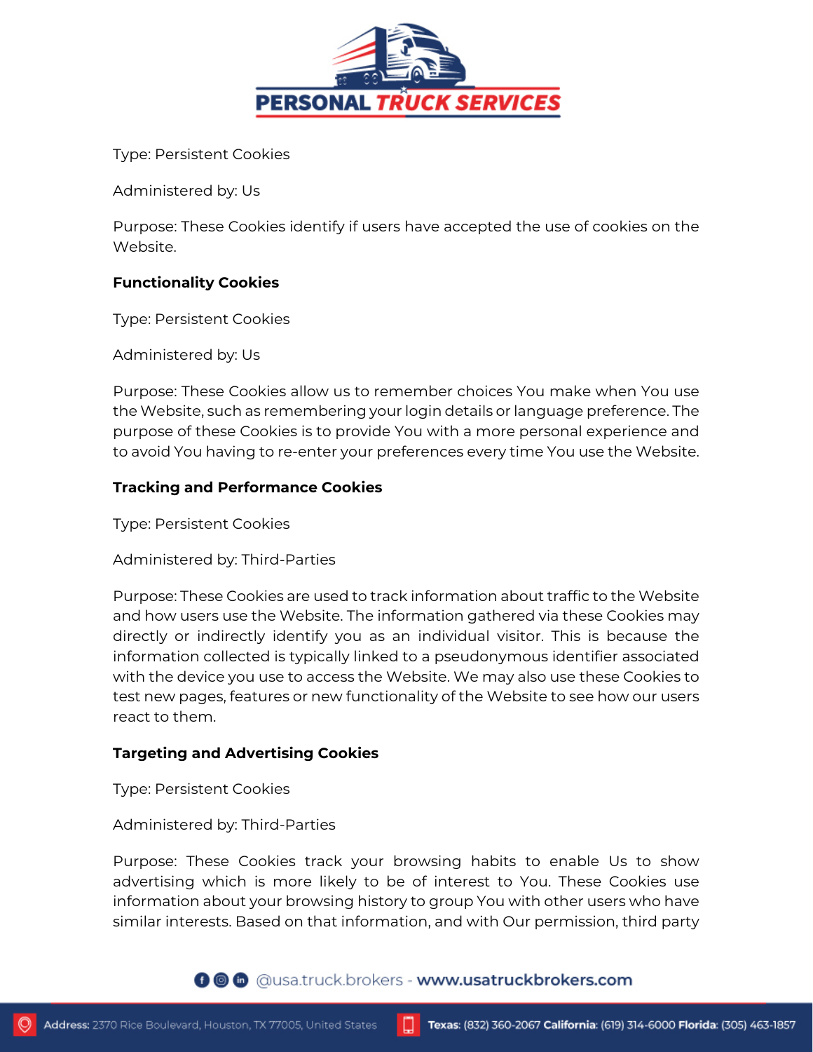Type: Persistent Cookies

Administered by: Us

Purpose: These Cookies identify if users have accepted the use of cookies on the Website.

**Functionality Cookies**

Type: Persistent Cookies

Administered by: Us

Purpose: These Cookies allow us to remember choices You make when You use the Website, such as remembering your login details or language preference. The purpose of these Cookies is to provide You with a more personal experience and to avoid You having to re-enter your preferences every time You use the Website.

**Tracking and Performance Cookies**

Type: Persistent Cookies

Administered by: Third-Parties

Purpose: These Cookies are used to track information about traffic to the Website and how users use the Website. The information gathered via these Cookies may directly or indirectly identify you as an individual visitor. This is because the information collected is typically linked to a pseudonymous identifier associated with the device you use to access the Website. We may also use these Cookies to test new pages, features or new functionality of the Website to see how our users react to them.

**Targeting and Advertising Cookies**

Type: Persistent Cookies

Administered by: Third-Parties

Purpose: These Cookies track your browsing habits to enable Us to show advertising which is more likely to be of interest to You. These Cookies use information about your browsing history to group You with other users who have similar interests. Based on that information, and with Our permission, third party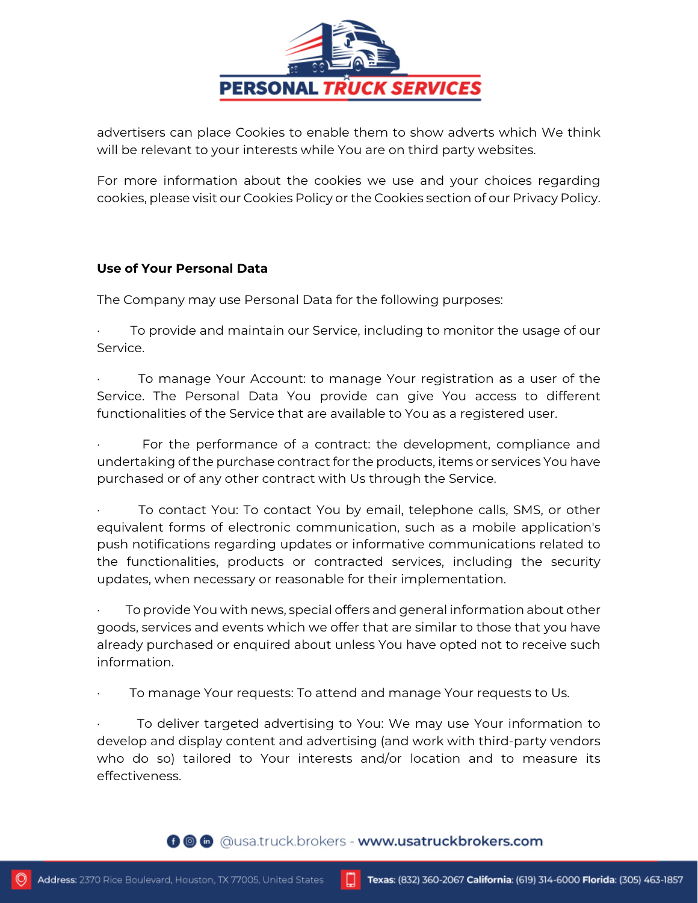advertisers can place Cookies to enable them to show adverts which We think will be relevant to your interests while You are on third party websites.

For more information about the cookies we use and your choices regarding cookies, please visit our Cookies Policy or the Cookies section of our Privacy Policy.

**Use of Your Personal Data**

The Company may use Personal Data for the following purposes:

· To provide and maintain our Service, including to monitor the usage of our Service.

· To manage Your Account: to manage Your registration as a user of the Service. The Personal Data You provide can give You access to different functionalities of the Service that are available to You as a registered user.

· For the performance of a contract: the development, compliance and undertaking of the purchase contract for the products, items or services You have purchased or of any other contract with Us through the Service.

· To contact You: To contact You by email, telephone calls, SMS, or other equivalent forms of electronic communication, such as a mobile application's push notifications regarding updates or informative communications related to the functionalities, products or contracted services, including the security updates, when necessary or reasonable for their implementation.

· To provide You with news, special offers and general information about other goods, services and events which we offer that are similar to those that you have already purchased or enquired about unless You have opted not to receive such information.

· To manage Your requests: To attend and manage Your requests to Us.

· To deliver targeted advertising to You: We may use Your information to develop and display content and advertising (and work with third-party vendors who do so) tailored to Your interests and/or location and to measure its effectiveness.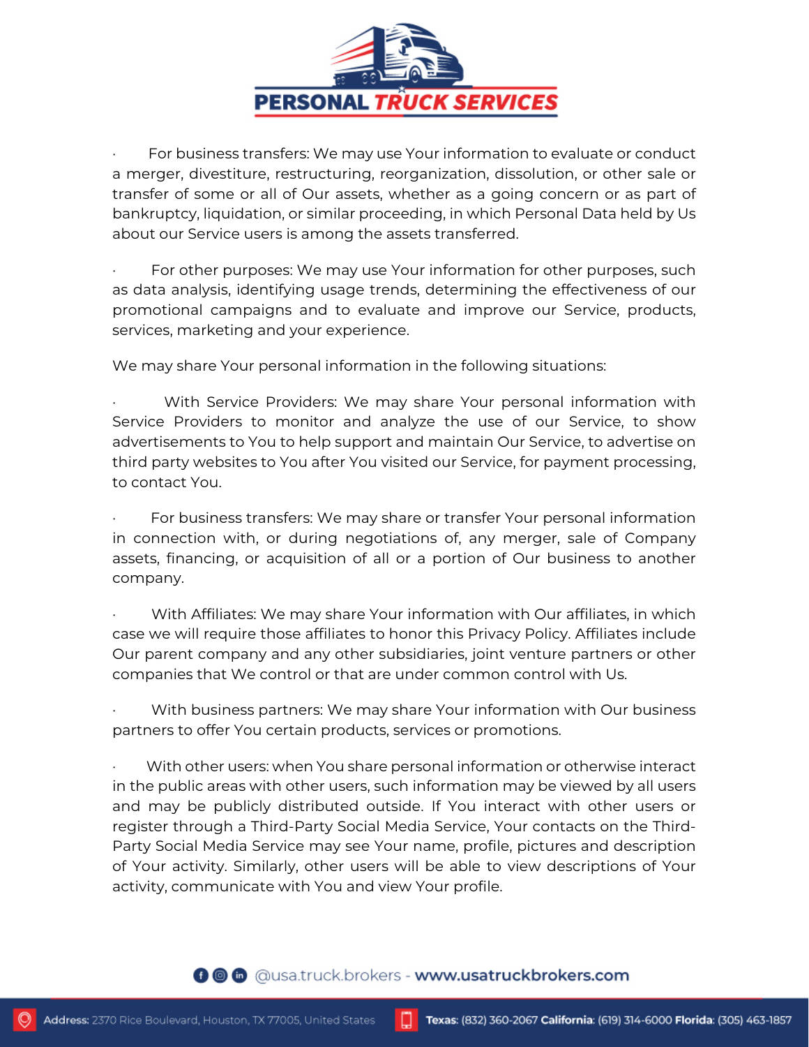- For business transfers: We may use Your information to evaluate or conduct a merger, divestiture, restructuring, reorganization, dissolution, or other sale or transfer of some or all of Our assets, whether as a going concern or as part of bankruptcy, liquidation, or similar proceeding, in which Personal Data held by Us about our Service users is among the assets transferred.

- For other purposes: We may use Your information for other purposes, such as data analysis, identifying usage trends, determining the effectiveness of our promotional campaigns and to evaluate and improve our Service, products, services, marketing and your experience.

We may share Your personal information in the following situations:

- With Service Providers: We may share Your personal information with Service Providers to monitor and analyze the use of our Service, to show advertisements to You to help support and maintain Our Service, to advertise on third party websites to You after You visited our Service, for payment processing, to contact You.

- For business transfers: We may share or transfer Your personal information in connection with, or during negotiations of, any merger, sale of Company assets, financing, or acquisition of all or a portion of Our business to another company.

- With Affiliates: We may share Your information with Our affiliates, in which case we will require those affiliates to honor this Privacy Policy. Affiliates include Our parent company and any other subsidiaries, joint venture partners or other companies that We control or that are under common control with Us.

- With business partners: We may share Your information with Our business partners to offer You certain products, services or promotions.

- With other users: when You share personal information or otherwise interact in the public areas with other users, such information may be viewed by all users and may be publicly distributed outside. If You interact with other users or register through a Third-Party Social Media Service, Your contacts on the Third-Party Social Media Service may see Your name, profile, pictures and description of Your activity. Similarly, other users will be able to view descriptions of Your activity, communicate with You and view Your profile.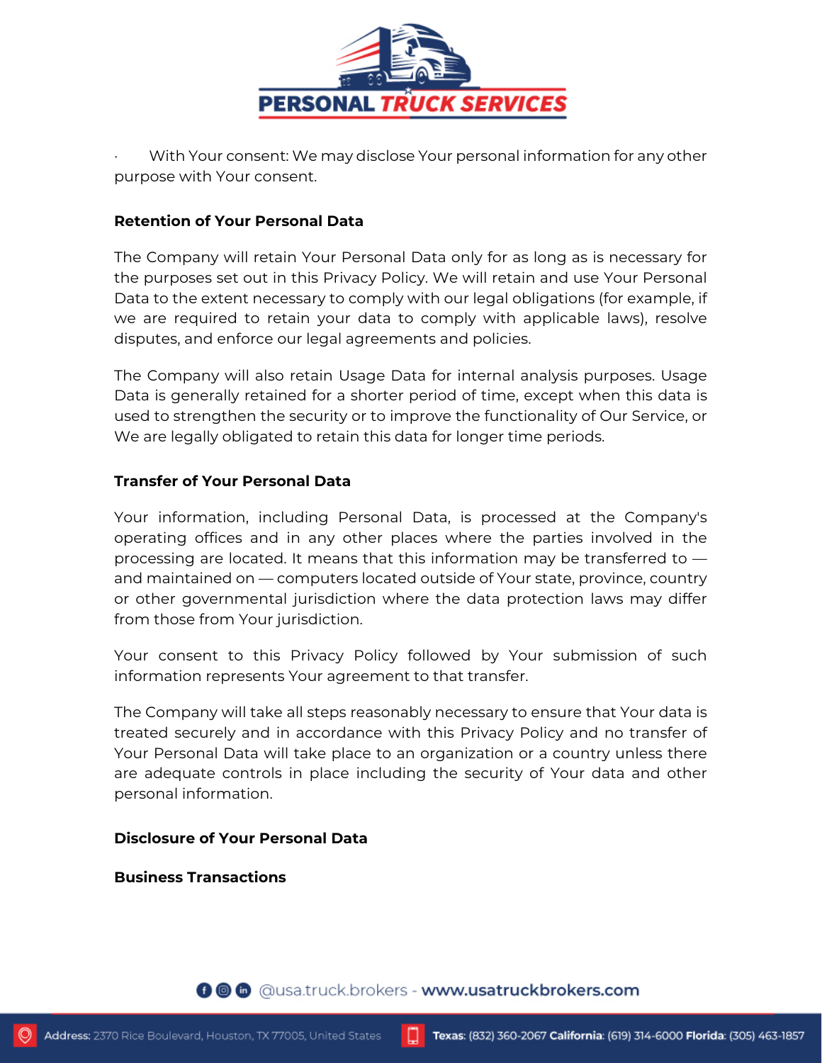- With Your consent: We may disclose Your personal information for any other purpose with Your consent.

**Retention of Your Personal Data**

The Company will retain Your Personal Data only for as long as is necessary for the purposes set out in this Privacy Policy. We will retain and use Your Personal Data to the extent necessary to comply with our legal obligations (for example, if we are required to retain your data to comply with applicable laws), resolve disputes, and enforce our legal agreements and policies.

The Company will also retain Usage Data for internal analysis purposes. Usage Data is generally retained for a shorter period of time, except when this data is used to strengthen the security or to improve the functionality of Our Service, or We are legally obligated to retain this data for longer time periods.

**Transfer of Your Personal Data**

Your information, including Personal Data, is processed at the Company's operating offices and in any other places where the parties involved in the processing are located. It means that this information may be transferred to — and maintained on — computers located outside of Your state, province, country or other governmental jurisdiction where the data protection laws may differ from those from Your jurisdiction.

Your consent to this Privacy Policy followed by Your submission of such information represents Your agreement to that transfer.

The Company will take all steps reasonably necessary to ensure that Your data is treated securely and in accordance with this Privacy Policy and no transfer of Your Personal Data will take place to an organization or a country unless there are adequate controls in place including the security of Your data and other personal information.

**Disclosure of Your Personal Data**

**Business Transactions**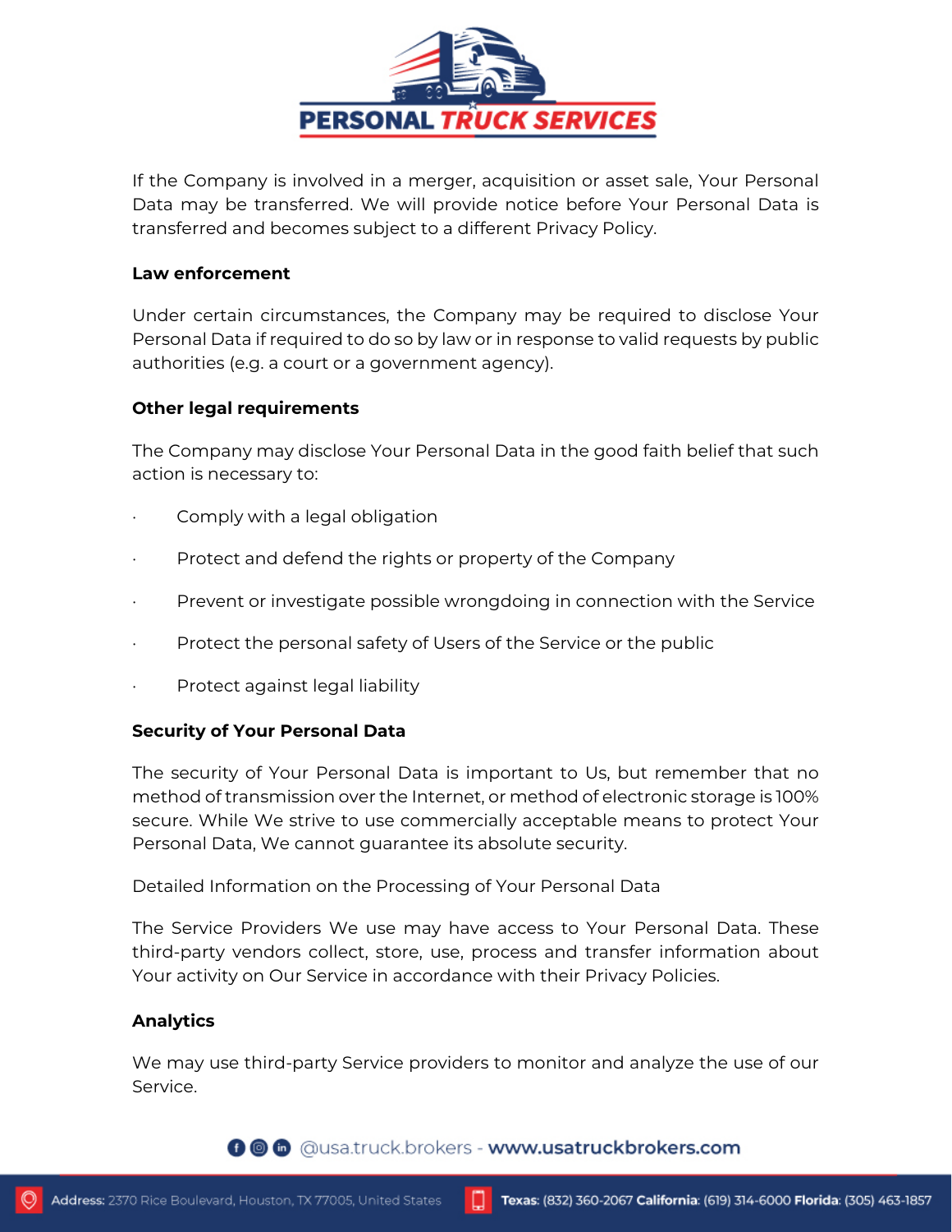If the Company is involved in a merger, acquisition or asset sale, Your Personal Data may be transferred. We will provide notice before Your Personal Data is transferred and becomes subject to a different Privacy Policy.

### Law enforcement

Under certain circumstances, the Company may be required to disclose Your Personal Data if required to do so by law or in response to valid requests by public authorities (e.g. a court or a government agency).

### Other legal requirements

The Company may disclose Your Personal Data in the good faith belief that such action is necessary to:

- Comply with a legal obligation
- Protect and defend the rights or property of the Company
- Prevent or investigate possible wrongdoing in connection with the Service
- Protect the personal safety of Users of the Service or the public
- Protect against legal liability

### Security of Your Personal Data

The security of Your Personal Data is important to Us, but remember that no method of transmission over the Internet, or method of electronic storage is 100% secure. While We strive to use commercially acceptable means to protect Your Personal Data, We cannot guarantee its absolute security.

Detailed Information on the Processing of Your Personal Data

The Service Providers We use may have access to Your Personal Data. These third-party vendors collect, store, use, process and transfer information about Your activity on Our Service in accordance with their Privacy Policies.

### Analytics

We may use third-party Service providers to monitor and analyze the use of our Service.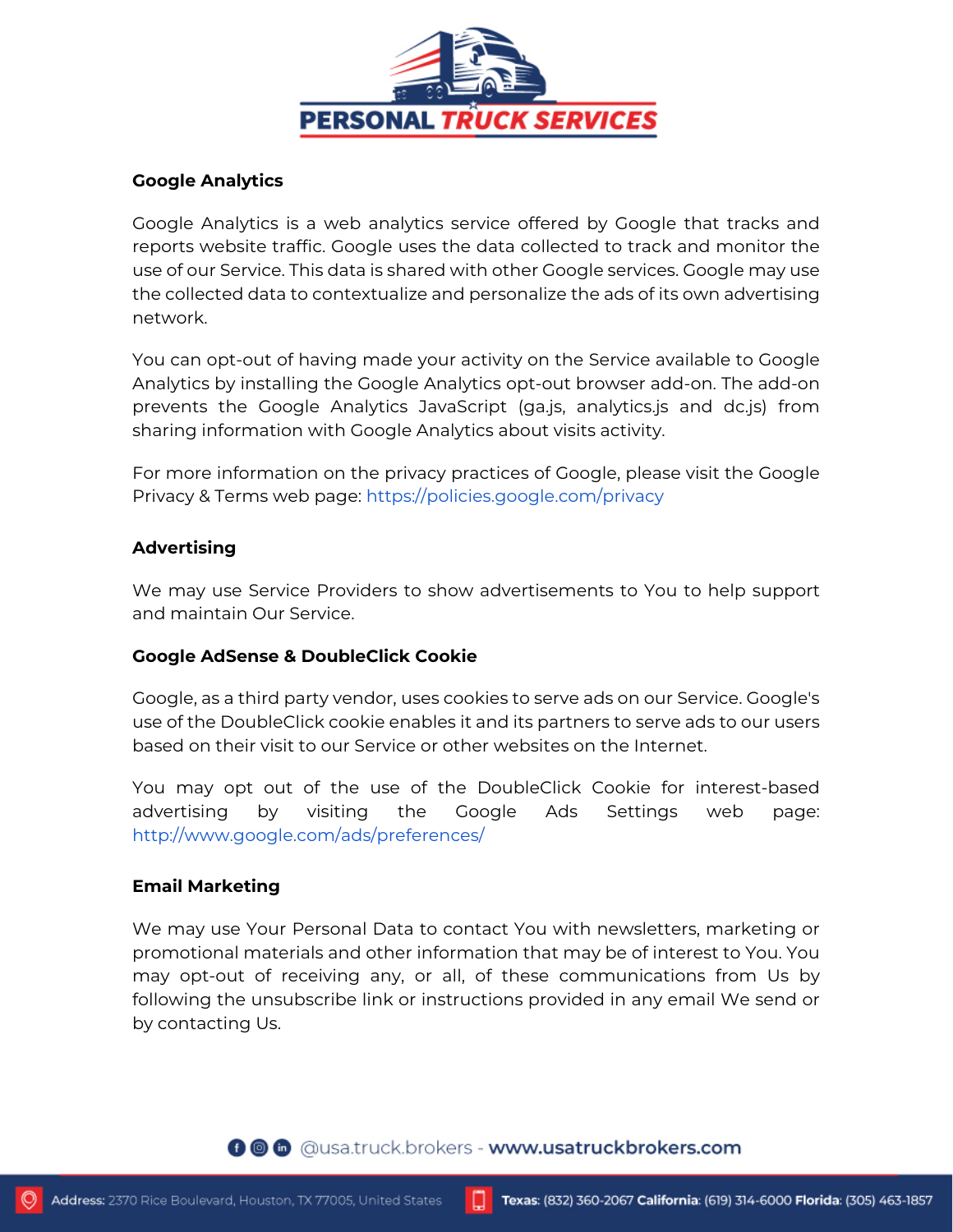### Google Analytics

Google Analytics is a web analytics service offered by Google that tracks and reports website traffic. Google uses the data collected to track and monitor the use of our Service. This data is shared with other Google services. Google may use the collected data to contextualize and personalize the ads of its own advertising network.

You can opt-out of having made your activity on the Service available to Google Analytics by installing the Google Analytics opt-out browser add-on. The add-on prevents the Google Analytics JavaScript (ga.js, analytics.js and dc.js) from sharing information with Google Analytics about visits activity.

For more information on the privacy practices of Google, please visit the Google Privacy & Terms web page: https://policies.google.com/privacy

### Advertising

We may use Service Providers to show advertisements to You to help support and maintain Our Service.

### Google AdSense & DoubleClick Cookie

Google, as a third party vendor, uses cookies to serve ads on our Service. Google's use of the DoubleClick cookie enables it and its partners to serve ads to our users based on their visit to our Service or other websites on the Internet.

You may opt out of the use of the DoubleClick Cookie for interest-based advertising by visiting the Google Ads Settings web page: http://www.google.com/ads/preferences/

### Email Marketing

We may use Your Personal Data to contact You with newsletters, marketing or promotional materials and other information that may be of interest to You. You may opt-out of receiving any, or all, of these communications from Us by following the unsubscribe link or instructions provided in any email We send or by contacting Us.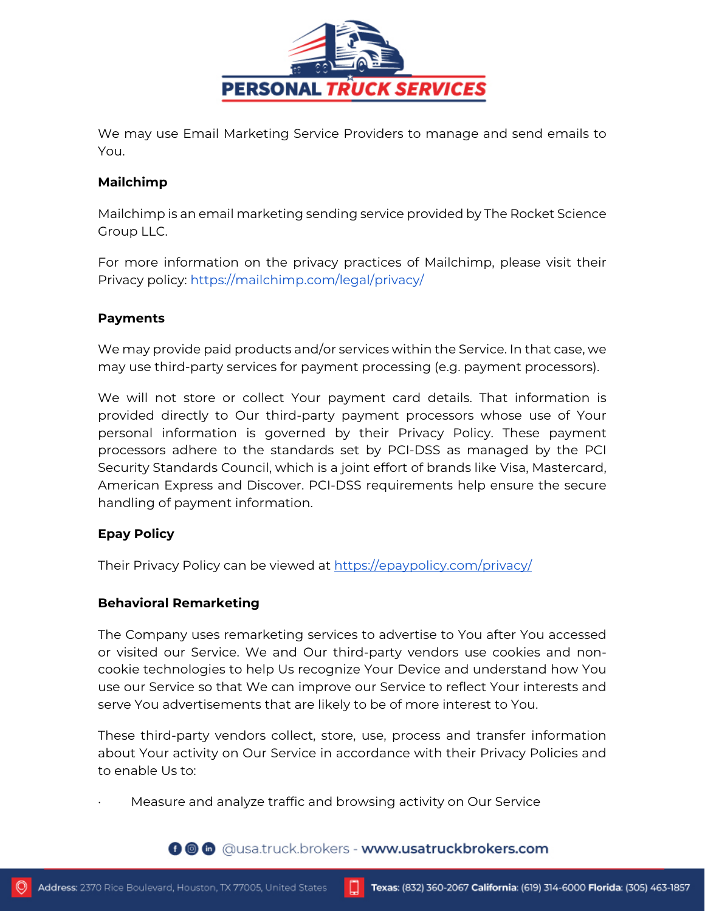We may use Email Marketing Service Providers to manage and send emails to You.

**Mailchimp**

Mailchimp is an email marketing sending service provided by The Rocket Science Group LLC.

For more information on the privacy practices of Mailchimp, please visit their Privacy policy: https://mailchimp.com/legal/privacy/

**Payments**

We may provide paid products and/or services within the Service. In that case, we may use third-party services for payment processing (e.g. payment processors).

We will not store or collect Your payment card details. That information is provided directly to Our third-party payment processors whose use of Your personal information is governed by their Privacy Policy. These payment processors adhere to the standards set by PCI-DSS as managed by the PCI Security Standards Council, which is a joint effort of brands like Visa, Mastercard, American Express and Discover. PCI-DSS requirements help ensure the secure handling of payment information.

**Epay Policy**

Their Privacy Policy can be viewed at https://epaypolicy.com/privacy/

**Behavioral Remarketing**

The Company uses remarketing services to advertise to You after You accessed or visited our Service. We and Our third-party vendors use cookies and non-cookie technologies to help Us recognize Your Device and understand how You use our Service so that We can improve our Service to reflect Your interests and serve You advertisements that are likely to be of more interest to You.

These third-party vendors collect, store, use, process and transfer information about Your activity on Our Service in accordance with their Privacy Policies and to enable Us to:

- Measure and analyze traffic and browsing activity on Our Service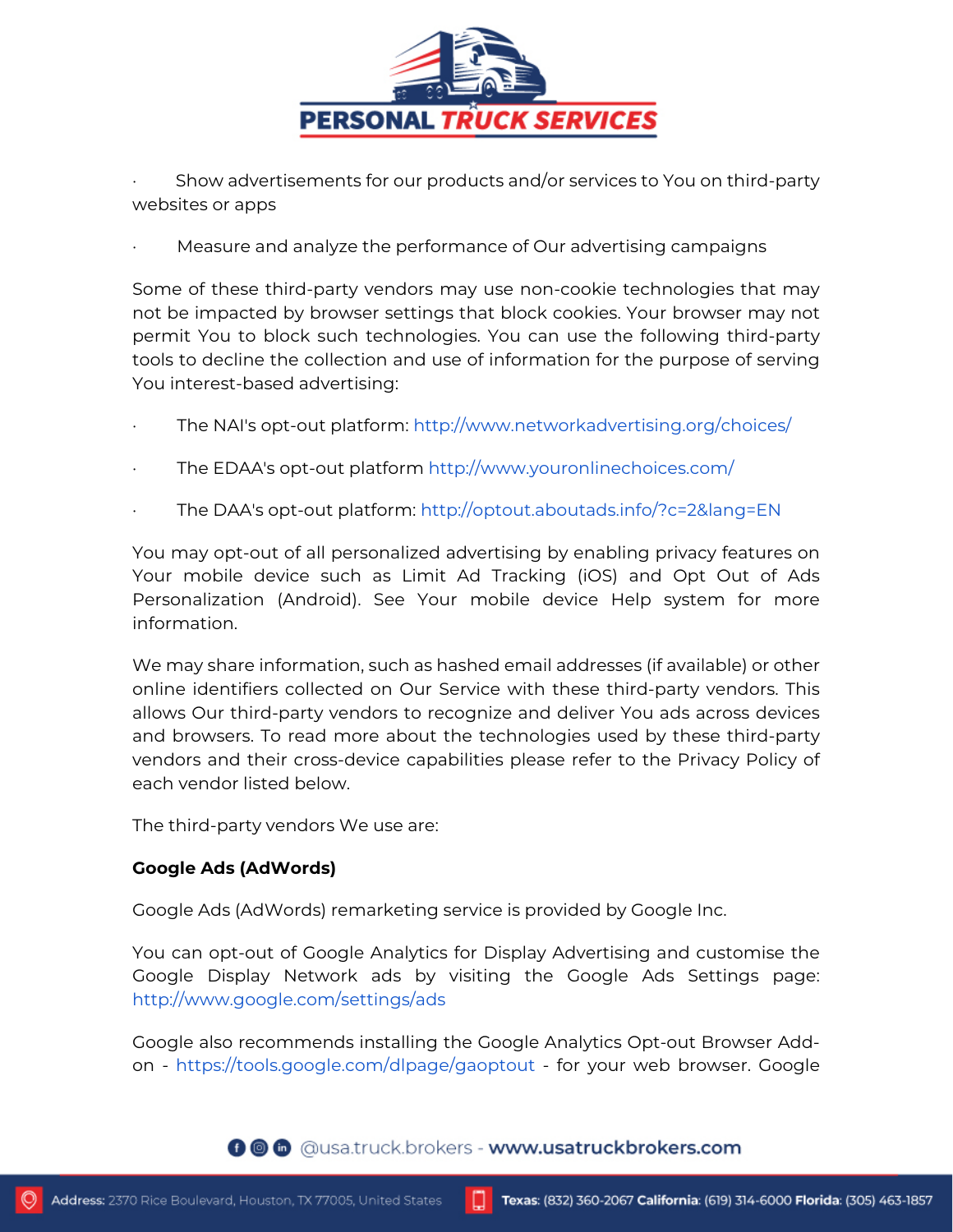- Show advertisements for our products and/or services to You on third-party websites or apps

- Measure and analyze the performance of Our advertising campaigns

Some of these third-party vendors may use non-cookie technologies that may not be impacted by browser settings that block cookies. Your browser may not permit You to block such technologies. You can use the following third-party tools to decline the collection and use of information for the purpose of serving You interest-based advertising:

- The NAI's opt-out platform: http://www.networkadvertising.org/choices/

- The EDAA's opt-out platform http://www.youronlinechoices.com/

- The DAA's opt-out platform: http://optout.aboutads.info/?c=2&lang=EN

You may opt-out of all personalized advertising by enabling privacy features on Your mobile device such as Limit Ad Tracking (iOS) and Opt Out of Ads Personalization (Android). See Your mobile device Help system for more information.

We may share information, such as hashed email addresses (if available) or other online identifiers collected on Our Service with these third-party vendors. This allows Our third-party vendors to recognize and deliver You ads across devices and browsers. To read more about the technologies used by these third-party vendors and their cross-device capabilities please refer to the Privacy Policy of each vendor listed below.

The third-party vendors We use are:

**Google Ads (AdWords)**

Google Ads (AdWords) remarketing service is provided by Google Inc.

You can opt-out of Google Analytics for Display Advertising and customise the Google Display Network ads by visiting the Google Ads Settings page: http://www.google.com/settings/ads

Google also recommends installing the Google Analytics Opt-out Browser Add-on - https://tools.google.com/dlpage/gaoptout - for your web browser. Google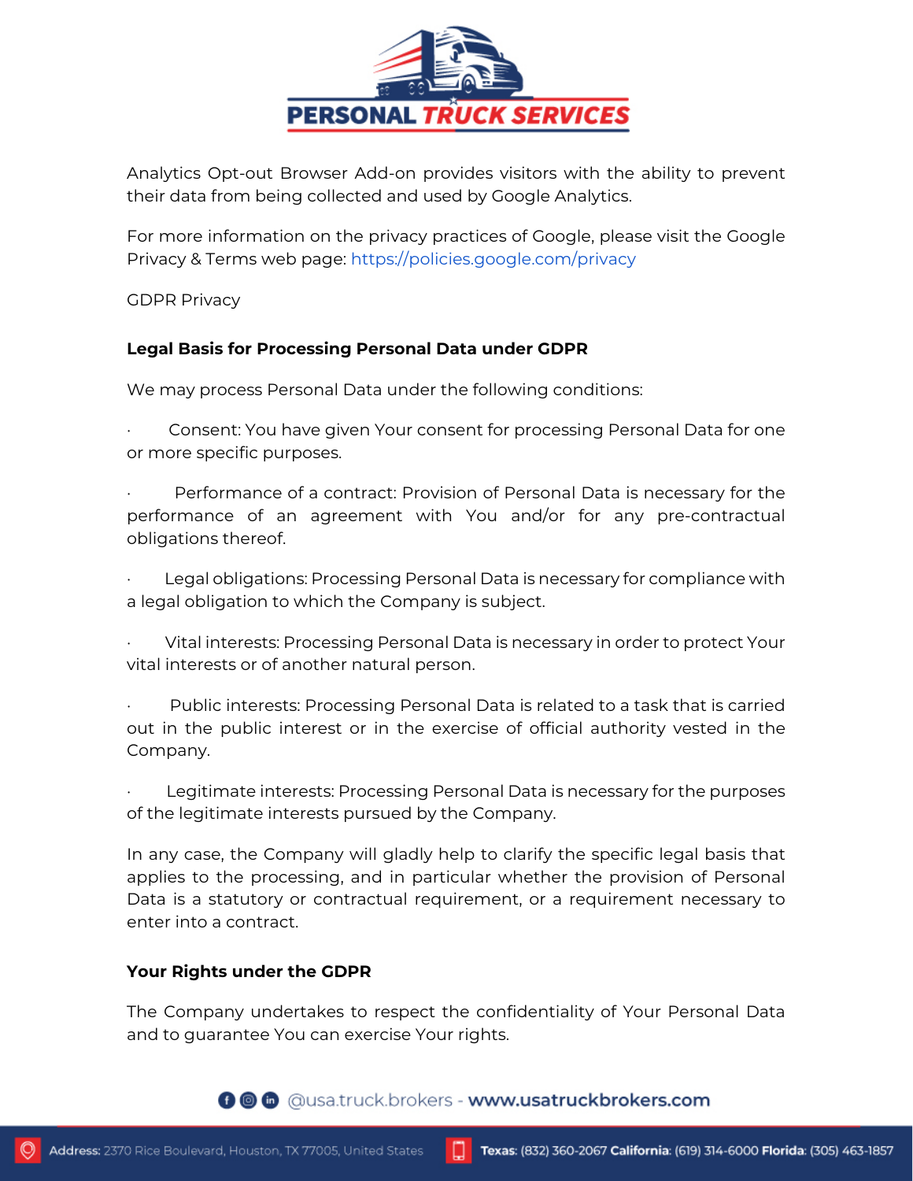Analytics Opt-out Browser Add-on provides visitors with the ability to prevent their data from being collected and used by Google Analytics.

For more information on the privacy practices of Google, please visit the Google Privacy & Terms web page: https://policies.google.com/privacy

GDPR Privacy

**Legal Basis for Processing Personal Data under GDPR**

We may process Personal Data under the following conditions:

- Consent: You have given Your consent for processing Personal Data for one or more specific purposes.
- Performance of a contract: Provision of Personal Data is necessary for the performance of an agreement with You and/or for any pre-contractual obligations thereof.
- Legal obligations: Processing Personal Data is necessary for compliance with a legal obligation to which the Company is subject.
- Vital interests: Processing Personal Data is necessary in order to protect Your vital interests or of another natural person.
- Public interests: Processing Personal Data is related to a task that is carried out in the public interest or in the exercise of official authority vested in the Company.
- Legitimate interests: Processing Personal Data is necessary for the purposes of the legitimate interests pursued by the Company.

In any case, the Company will gladly help to clarify the specific legal basis that applies to the processing, and in particular whether the provision of Personal Data is a statutory or contractual requirement, or a requirement necessary to enter into a contract.

**Your Rights under the GDPR**

The Company undertakes to respect the confidentiality of Your Personal Data and to guarantee You can exercise Your rights.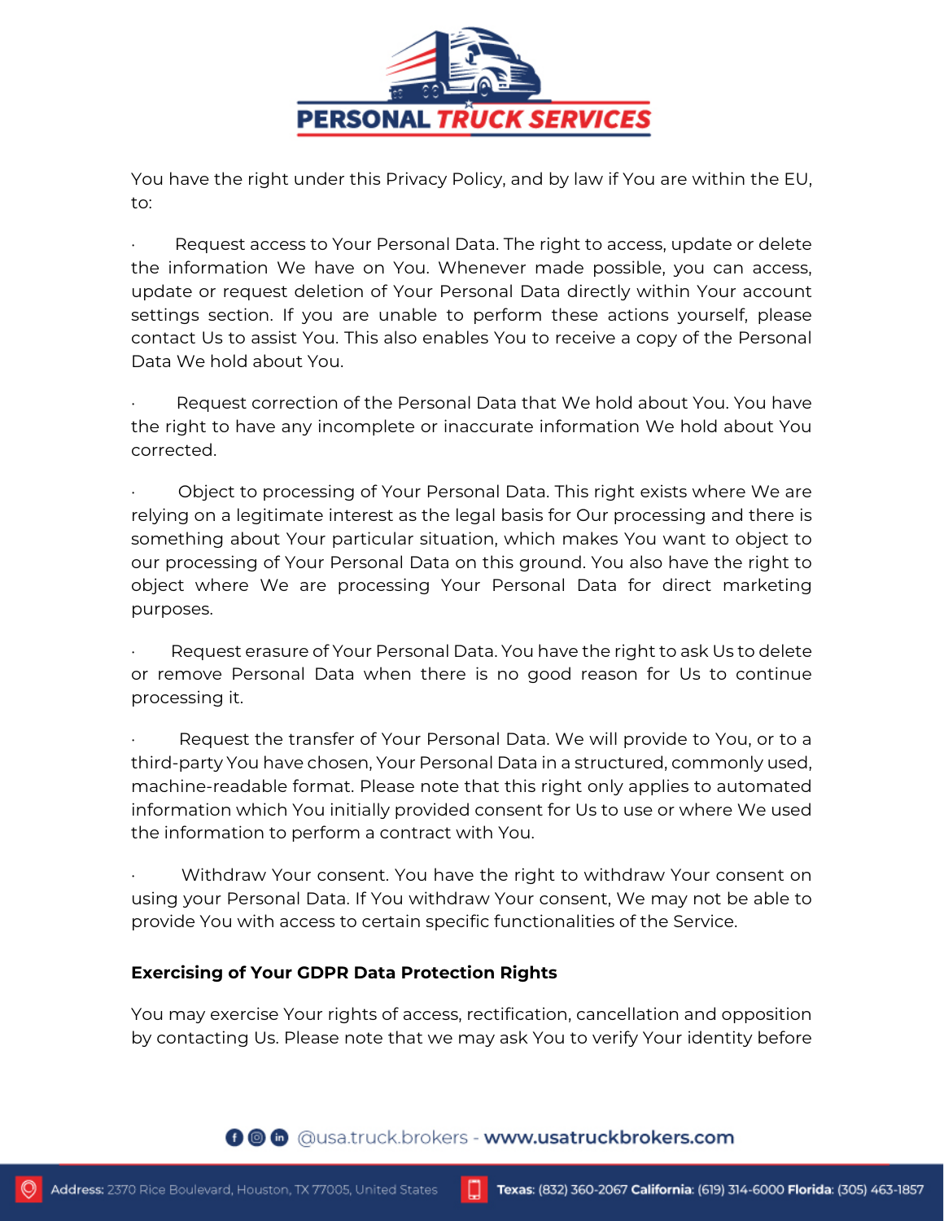You have the right under this Privacy Policy, and by law if You are within the EU, to:

- Request access to Your Personal Data. The right to access, update or delete the information We have on You. Whenever made possible, you can access, update or request deletion of Your Personal Data directly within Your account settings section. If you are unable to perform these actions yourself, please contact Us to assist You. This also enables You to receive a copy of the Personal Data We hold about You.

- Request correction of the Personal Data that We hold about You. You have the right to have any incomplete or inaccurate information We hold about You corrected.

- Object to processing of Your Personal Data. This right exists where We are relying on a legitimate interest as the legal basis for Our processing and there is something about Your particular situation, which makes You want to object to our processing of Your Personal Data on this ground. You also have the right to object where We are processing Your Personal Data for direct marketing purposes.

- Request erasure of Your Personal Data. You have the right to ask Us to delete or remove Personal Data when there is no good reason for Us to continue processing it.

- Request the transfer of Your Personal Data. We will provide to You, or to a third-party You have chosen, Your Personal Data in a structured, commonly used, machine-readable format. Please note that this right only applies to automated information which You initially provided consent for Us to use or where We used the information to perform a contract with You.

- Withdraw Your consent. You have the right to withdraw Your consent on using your Personal Data. If You withdraw Your consent, We may not be able to provide You with access to certain specific functionalities of the Service.

**Exercising of Your GDPR Data Protection Rights**

You may exercise Your rights of access, rectification, cancellation and opposition by contacting Us. Please note that we may ask You to verify Your identity before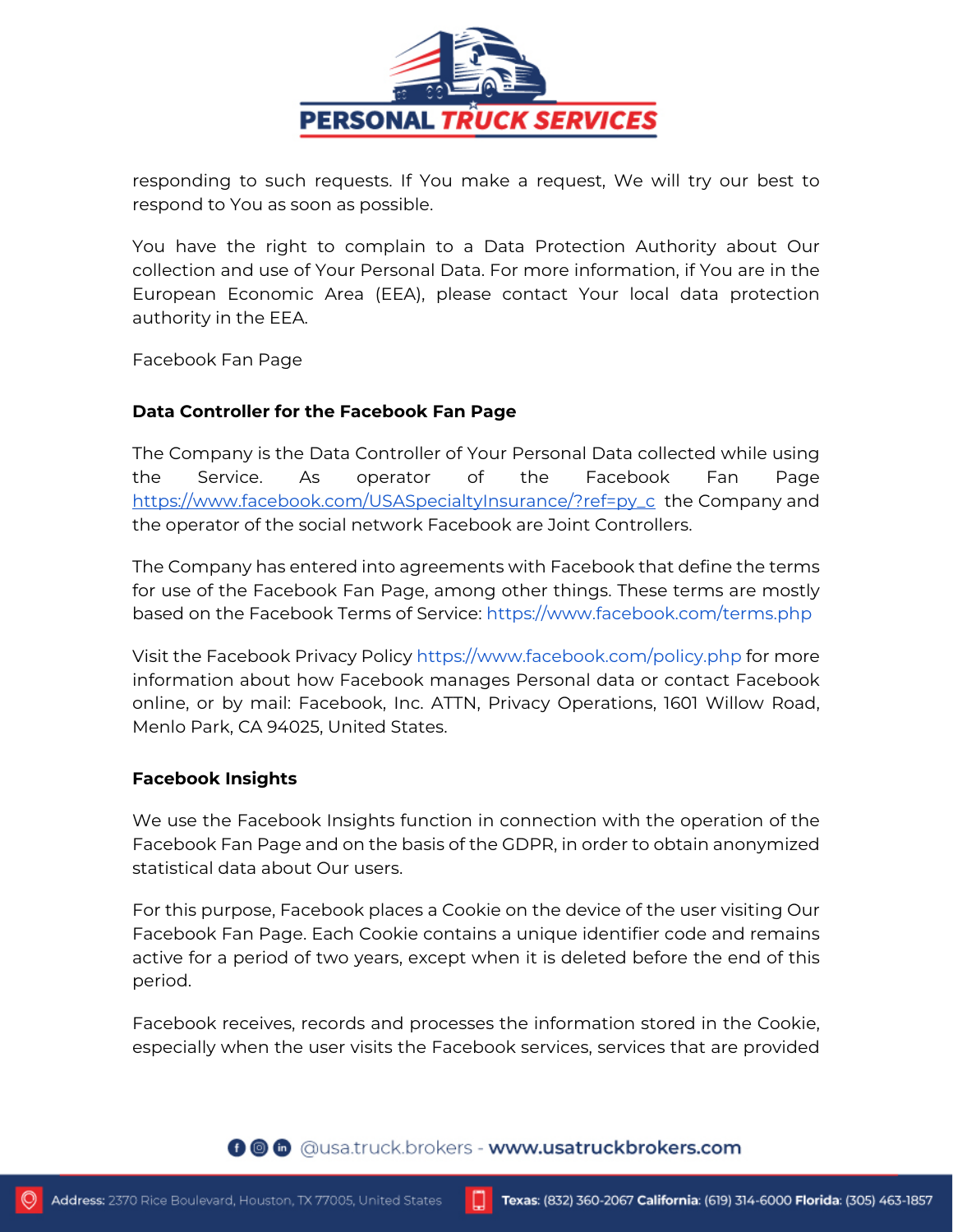responding to such requests. If You make a request, We will try our best to respond to You as soon as possible.

You have the right to complain to a Data Protection Authority about Our collection and use of Your Personal Data. For more information, if You are in the European Economic Area (EEA), please contact Your local data protection authority in the EEA.

Facebook Fan Page

### Data Controller for the Facebook Fan Page

The Company is the Data Controller of Your Personal Data collected while using the Service. As operator of the Facebook Fan Page https://www.facebook.com/USASpecialtyInsurance/?ref=py_c the Company and the operator of the social network Facebook are Joint Controllers.

The Company has entered into agreements with Facebook that define the terms for use of the Facebook Fan Page, among other things. These terms are mostly based on the Facebook Terms of Service: https://www.facebook.com/terms.php

Visit the Facebook Privacy Policy https://www.facebook.com/policy.php for more information about how Facebook manages Personal data or contact Facebook online, or by mail: Facebook, Inc. ATTN, Privacy Operations, 1601 Willow Road, Menlo Park, CA 94025, United States.

### Facebook Insights

We use the Facebook Insights function in connection with the operation of the Facebook Fan Page and on the basis of the GDPR, in order to obtain anonymized statistical data about Our users.

For this purpose, Facebook places a Cookie on the device of the user visiting Our Facebook Fan Page. Each Cookie contains a unique identifier code and remains active for a period of two years, except when it is deleted before the end of this period.

Facebook receives, records and processes the information stored in the Cookie, especially when the user visits the Facebook services, services that are provided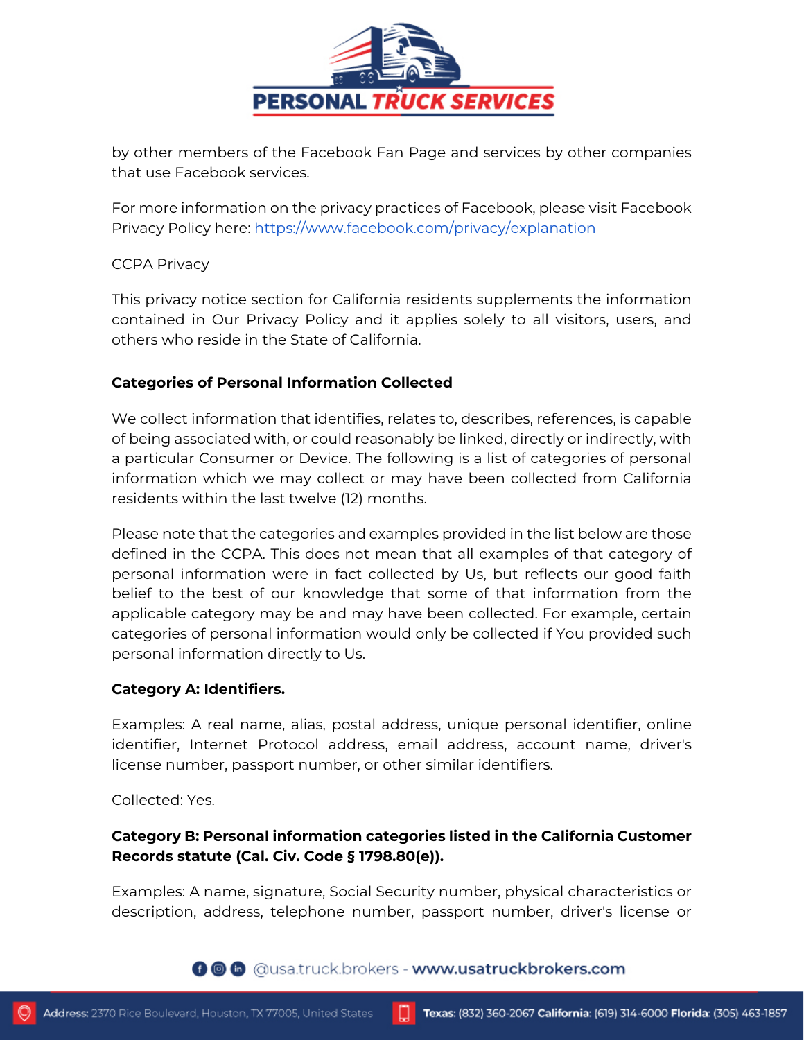by other members of the Facebook Fan Page and services by other companies that use Facebook services.

For more information on the privacy practices of Facebook, please visit Facebook Privacy Policy here: https://www.facebook.com/privacy/explanation

CCPA Privacy

This privacy notice section for California residents supplements the information contained in Our Privacy Policy and it applies solely to all visitors, users, and others who reside in the State of California.

**Categories of Personal Information Collected**

We collect information that identifies, relates to, describes, references, is capable of being associated with, or could reasonably be linked, directly or indirectly, with a particular Consumer or Device. The following is a list of categories of personal information which we may collect or may have been collected from California residents within the last twelve (12) months.

Please note that the categories and examples provided in the list below are those defined in the CCPA. This does not mean that all examples of that category of personal information were in fact collected by Us, but reflects our good faith belief to the best of our knowledge that some of that information from the applicable category may be and may have been collected. For example, certain categories of personal information would only be collected if You provided such personal information directly to Us.

**Category A: Identifiers.**

Examples: A real name, alias, postal address, unique personal identifier, online identifier, Internet Protocol address, email address, account name, driver's license number, passport number, or other similar identifiers.

Collected: Yes.

**Category B: Personal information categories listed in the California Customer Records statute (Cal. Civ. Code § 1798.80(e)).**

Examples: A name, signature, Social Security number, physical characteristics or description, address, telephone number, passport number, driver's license or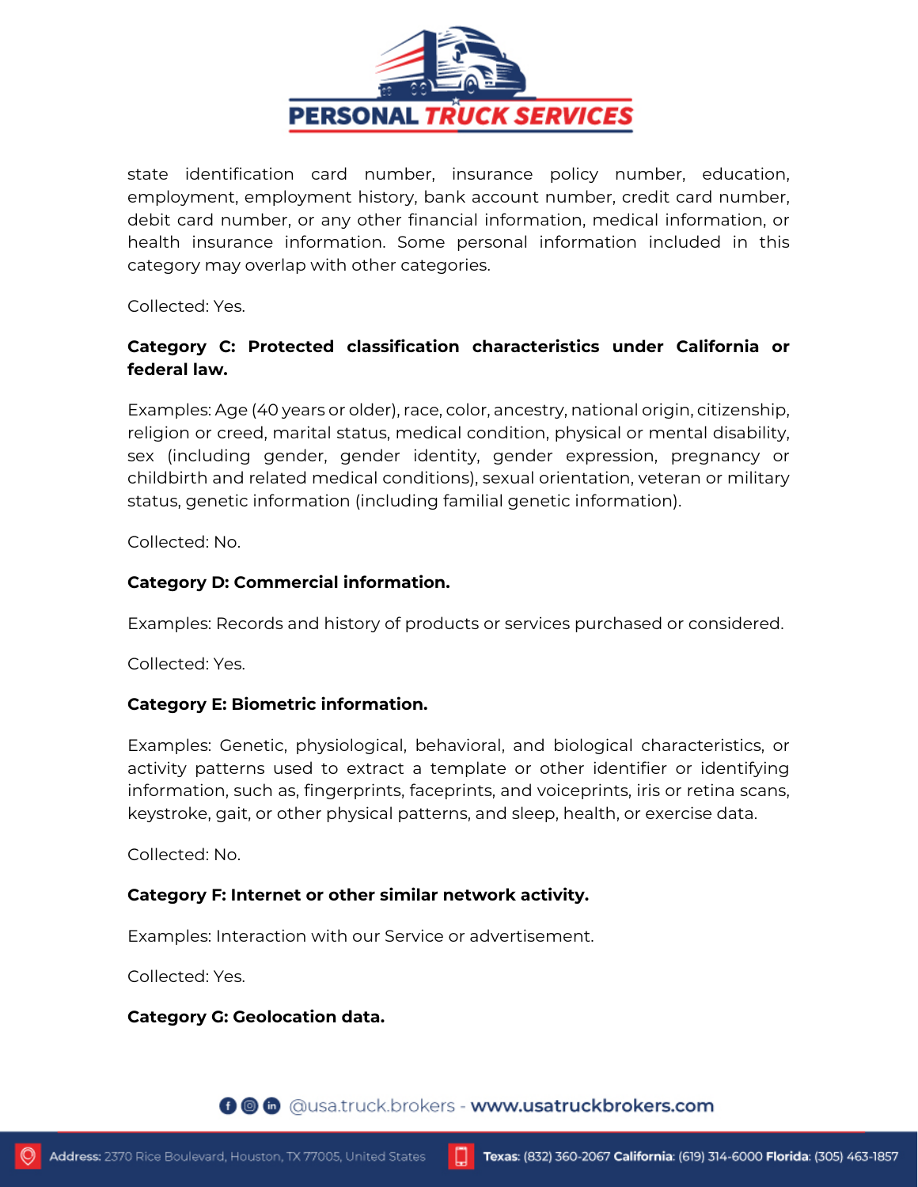state identification card number, insurance policy number, education, employment, employment history, bank account number, credit card number, debit card number, or any other financial information, medical information, or health insurance information. Some personal information included in this category may overlap with other categories.

Collected: Yes.

**Category C: Protected classification characteristics under California or federal law.**

Examples: Age (40 years or older), race, color, ancestry, national origin, citizenship, religion or creed, marital status, medical condition, physical or mental disability, sex (including gender, gender identity, gender expression, pregnancy or childbirth and related medical conditions), sexual orientation, veteran or military status, genetic information (including familial genetic information).

Collected: No.

**Category D: Commercial information.**

Examples: Records and history of products or services purchased or considered.

Collected: Yes.

**Category E: Biometric information.**

Examples: Genetic, physiological, behavioral, and biological characteristics, or activity patterns used to extract a template or other identifier or identifying information, such as, fingerprints, faceprints, and voiceprints, iris or retina scans, keystroke, gait, or other physical patterns, and sleep, health, or exercise data.

Collected: No.

**Category F: Internet or other similar network activity.**

Examples: Interaction with our Service or advertisement.

Collected: Yes.

**Category G: Geolocation data.**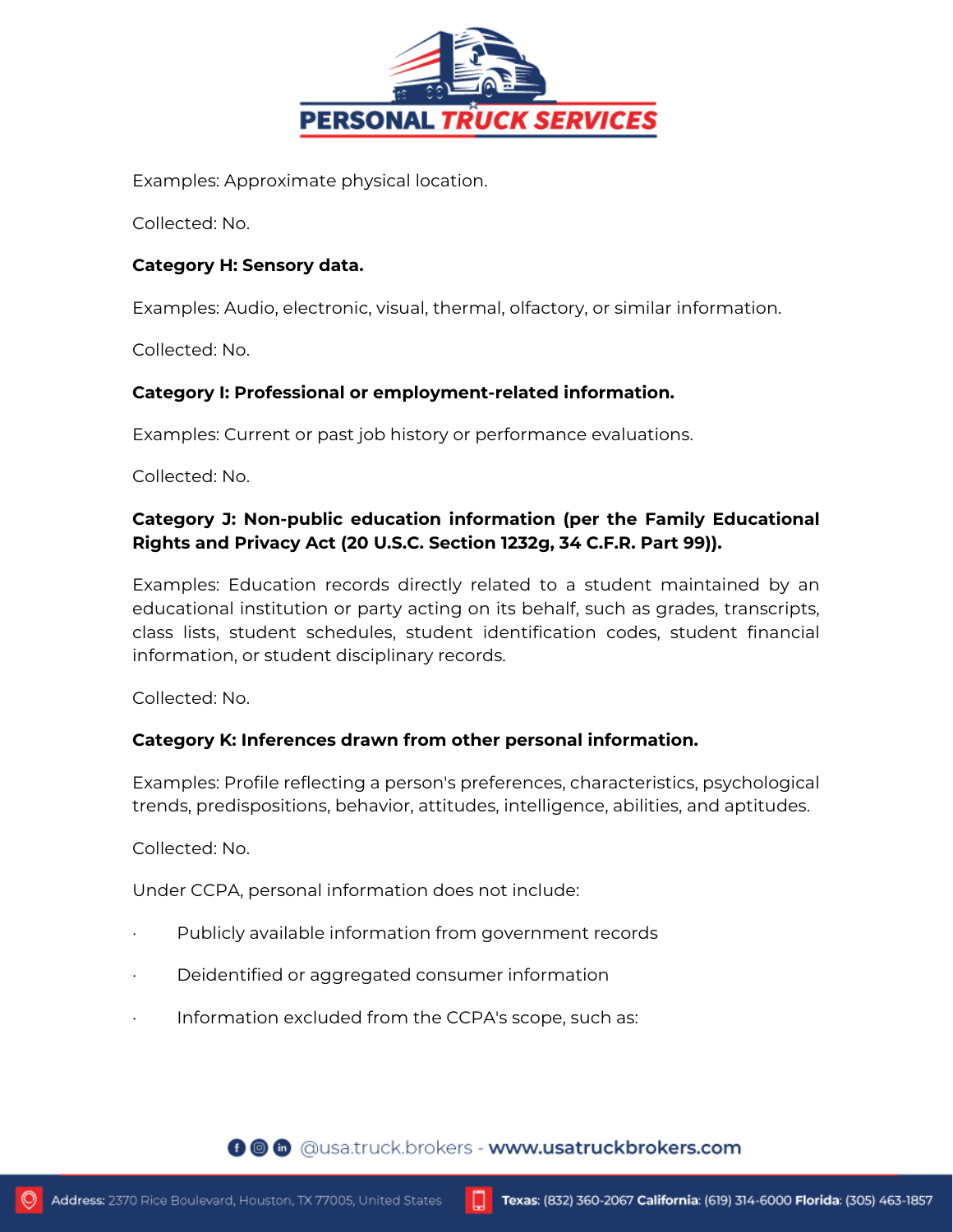Examples: Approximate physical location.

Collected: No.

**Category H: Sensory data.**

Examples: Audio, electronic, visual, thermal, olfactory, or similar information.

Collected: No.

**Category I: Professional or employment-related information.**

Examples: Current or past job history or performance evaluations.

Collected: No.

**Category J: Non-public education information (per the Family Educational Rights and Privacy Act (20 U.S.C. Section 1232g, 34 C.F.R. Part 99)).**

Examples: Education records directly related to a student maintained by an educational institution or party acting on its behalf, such as grades, transcripts, class lists, student schedules, student identification codes, student financial information, or student disciplinary records.

Collected: No.

**Category K: Inferences drawn from other personal information.**

Examples: Profile reflecting a person's preferences, characteristics, psychological trends, predispositions, behavior, attitudes, intelligence, abilities, and aptitudes.

Collected: No.

Under CCPA, personal information does not include:

- Publicly available information from government records
- Deidentified or aggregated consumer information
- Information excluded from the CCPA's scope, such as: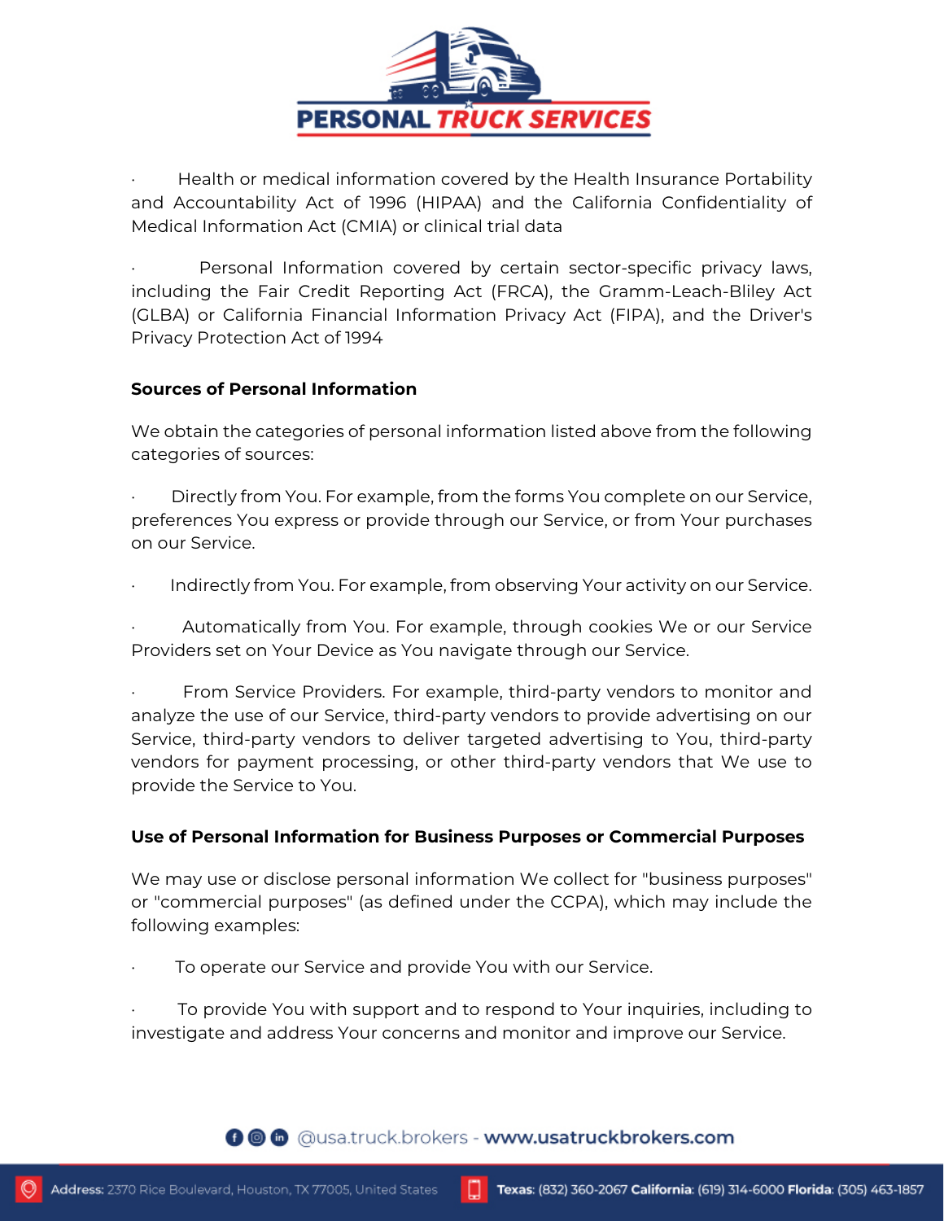- Health or medical information covered by the Health Insurance Portability and Accountability Act of 1996 (HIPAA) and the California Confidentiality of Medical Information Act (CMIA) or clinical trial data

- Personal Information covered by certain sector-specific privacy laws, including the Fair Credit Reporting Act (FRCA), the Gramm-Leach-Bliley Act (GLBA) or California Financial Information Privacy Act (FIPA), and the Driver's Privacy Protection Act of 1994

**Sources of Personal Information**

We obtain the categories of personal information listed above from the following categories of sources:

- Directly from You. For example, from the forms You complete on our Service, preferences You express or provide through our Service, or from Your purchases on our Service.

- Indirectly from You. For example, from observing Your activity on our Service.

- Automatically from You. For example, through cookies We or our Service Providers set on Your Device as You navigate through our Service.

- From Service Providers. For example, third-party vendors to monitor and analyze the use of our Service, third-party vendors to provide advertising on our Service, third-party vendors to deliver targeted advertising to You, third-party vendors for payment processing, or other third-party vendors that We use to provide the Service to You.

**Use of Personal Information for Business Purposes or Commercial Purposes**

We may use or disclose personal information We collect for "business purposes" or "commercial purposes" (as defined under the CCPA), which may include the following examples:

- To operate our Service and provide You with our Service.

- To provide You with support and to respond to Your inquiries, including to investigate and address Your concerns and monitor and improve our Service.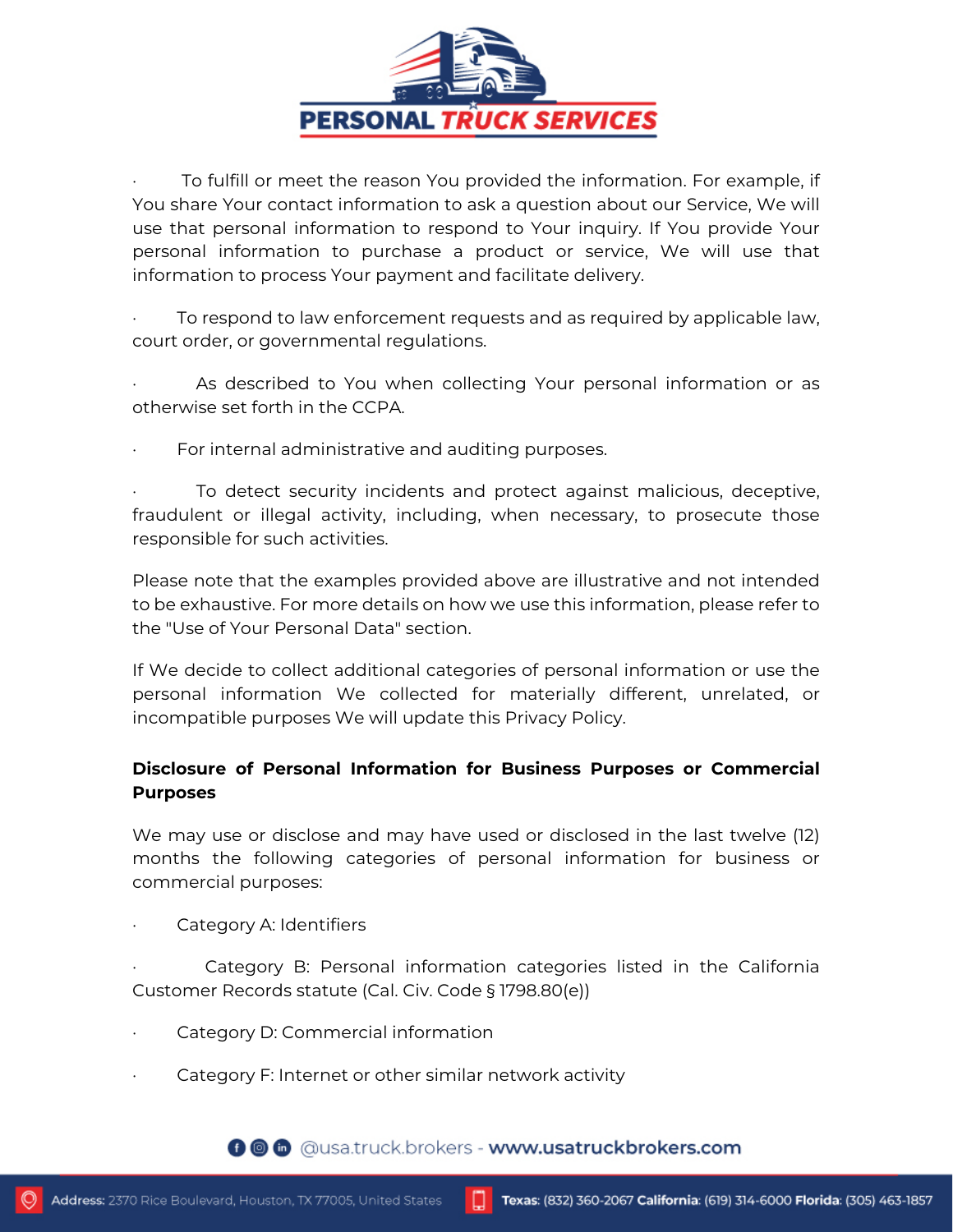- To fulfill or meet the reason You provided the information. For example, if You share Your contact information to ask a question about our Service, We will use that personal information to respond to Your inquiry. If You provide Your personal information to purchase a product or service, We will use that information to process Your payment and facilitate delivery.

- To respond to law enforcement requests and as required by applicable law, court order, or governmental regulations.

- As described to You when collecting Your personal information or as otherwise set forth in the CCPA.

- For internal administrative and auditing purposes.

- To detect security incidents and protect against malicious, deceptive, fraudulent or illegal activity, including, when necessary, to prosecute those responsible for such activities.

Please note that the examples provided above are illustrative and not intended to be exhaustive. For more details on how we use this information, please refer to the "Use of Your Personal Data" section.

If We decide to collect additional categories of personal information or use the personal information We collected for materially different, unrelated, or incompatible purposes We will update this Privacy Policy.

**Disclosure of Personal Information for Business Purposes or Commercial Purposes**

We may use or disclose and may have used or disclosed in the last twelve (12) months the following categories of personal information for business or commercial purposes:

- Category A: Identifiers

- Category B: Personal information categories listed in the California Customer Records statute (Cal. Civ. Code § 1798.80(e))

- Category D: Commercial information

- Category F: Internet or other similar network activity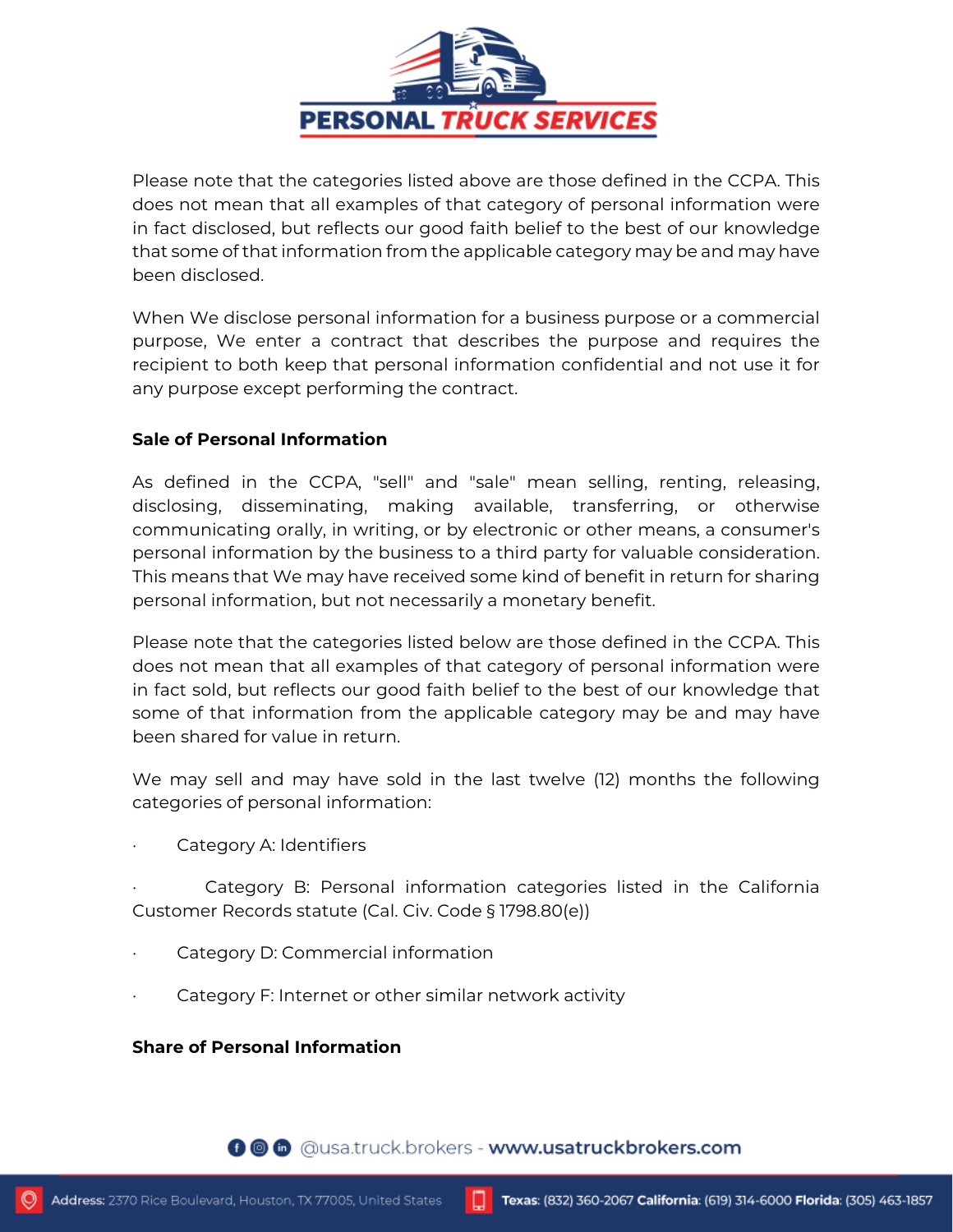Please note that the categories listed above are those defined in the CCPA. This does not mean that all examples of that category of personal information were in fact disclosed, but reflects our good faith belief to the best of our knowledge that some of that information from the applicable category may be and may have been disclosed.

When We disclose personal information for a business purpose or a commercial purpose, We enter a contract that describes the purpose and requires the recipient to both keep that personal information confidential and not use it for any purpose except performing the contract.

**Sale of Personal Information**

As defined in the CCPA, "sell" and "sale" mean selling, renting, releasing, disclosing, disseminating, making available, transferring, or otherwise communicating orally, in writing, or by electronic or other means, a consumer's personal information by the business to a third party for valuable consideration. This means that We may have received some kind of benefit in return for sharing personal information, but not necessarily a monetary benefit.

Please note that the categories listed below are those defined in the CCPA. This does not mean that all examples of that category of personal information were in fact sold, but reflects our good faith belief to the best of our knowledge that some of that information from the applicable category may be and may have been shared for value in return.

We may sell and may have sold in the last twelve (12) months the following categories of personal information:

- Category A: Identifiers
- Category B: Personal information categories listed in the California Customer Records statute (Cal. Civ. Code § 1798.80(e))
- Category D: Commercial information
- Category F: Internet or other similar network activity

**Share of Personal Information**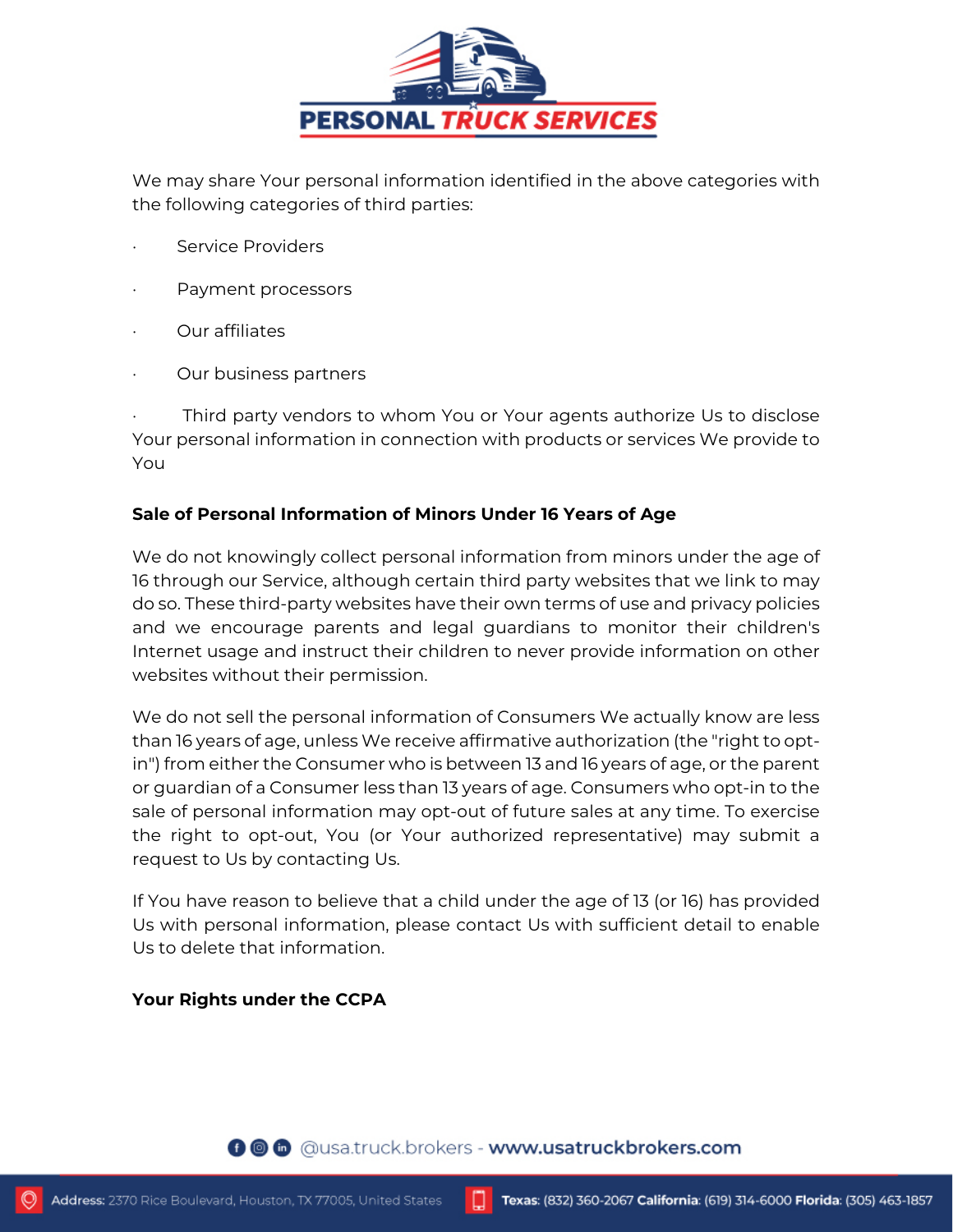We may share Your personal information identified in the above categories with the following categories of third parties:

- Service Providers
- Payment processors
- Our affiliates
- Our business partners
- Third party vendors to whom You or Your agents authorize Us to disclose Your personal information in connection with products or services We provide to You

**Sale of Personal Information of Minors Under 16 Years of Age**

We do not knowingly collect personal information from minors under the age of 16 through our Service, although certain third party websites that we link to may do so. These third-party websites have their own terms of use and privacy policies and we encourage parents and legal guardians to monitor their children's Internet usage and instruct their children to never provide information on other websites without their permission.

We do not sell the personal information of Consumers We actually know are less than 16 years of age, unless We receive affirmative authorization (the "right to opt-in") from either the Consumer who is between 13 and 16 years of age, or the parent or guardian of a Consumer less than 13 years of age. Consumers who opt-in to the sale of personal information may opt-out of future sales at any time. To exercise the right to opt-out, You (or Your authorized representative) may submit a request to Us by contacting Us.

If You have reason to believe that a child under the age of 13 (or 16) has provided Us with personal information, please contact Us with sufficient detail to enable Us to delete that information.

**Your Rights under the CCPA**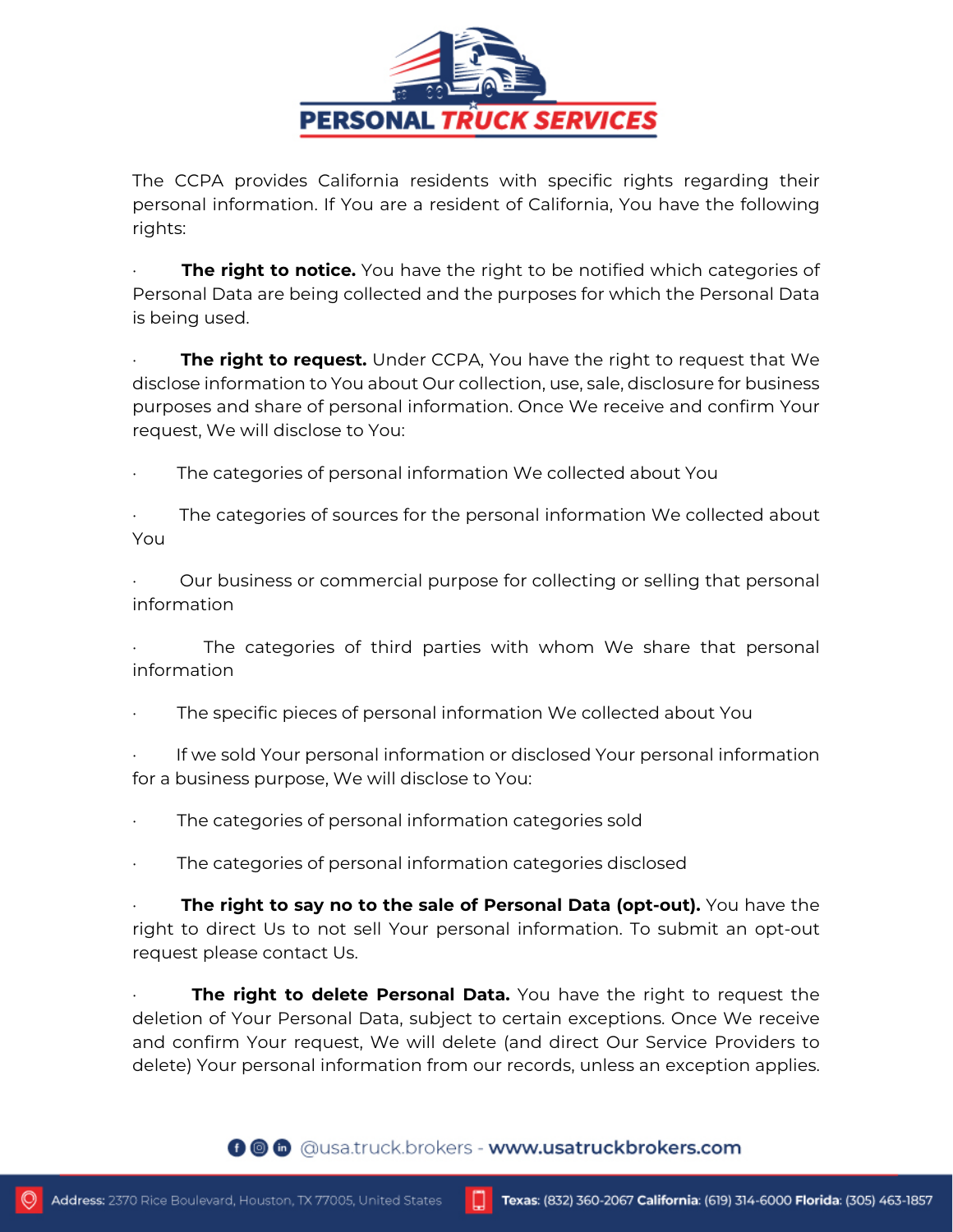The CCPA provides California residents with specific rights regarding their personal information. If You are a resident of California, You have the following rights:

- **The right to notice.** You have the right to be notified which categories of Personal Data are being collected and the purposes for which the Personal Data is being used.

- **The right to request.** Under CCPA, You have the right to request that We disclose information to You about Our collection, use, sale, disclosure for business purposes and share of personal information. Once We receive and confirm Your request, We will disclose to You:

- The categories of personal information We collected about You

- The categories of sources for the personal information We collected about You

- Our business or commercial purpose for collecting or selling that personal information

- The categories of third parties with whom We share that personal information

- The specific pieces of personal information We collected about You

- If we sold Your personal information or disclosed Your personal information for a business purpose, We will disclose to You:

- The categories of personal information categories sold

- The categories of personal information categories disclosed

- **The right to say no to the sale of Personal Data (opt-out).** You have the right to direct Us to not sell Your personal information. To submit an opt-out request please contact Us.

- **The right to delete Personal Data.** You have the right to request the deletion of Your Personal Data, subject to certain exceptions. Once We receive and confirm Your request, We will delete (and direct Our Service Providers to delete) Your personal information from our records, unless an exception applies.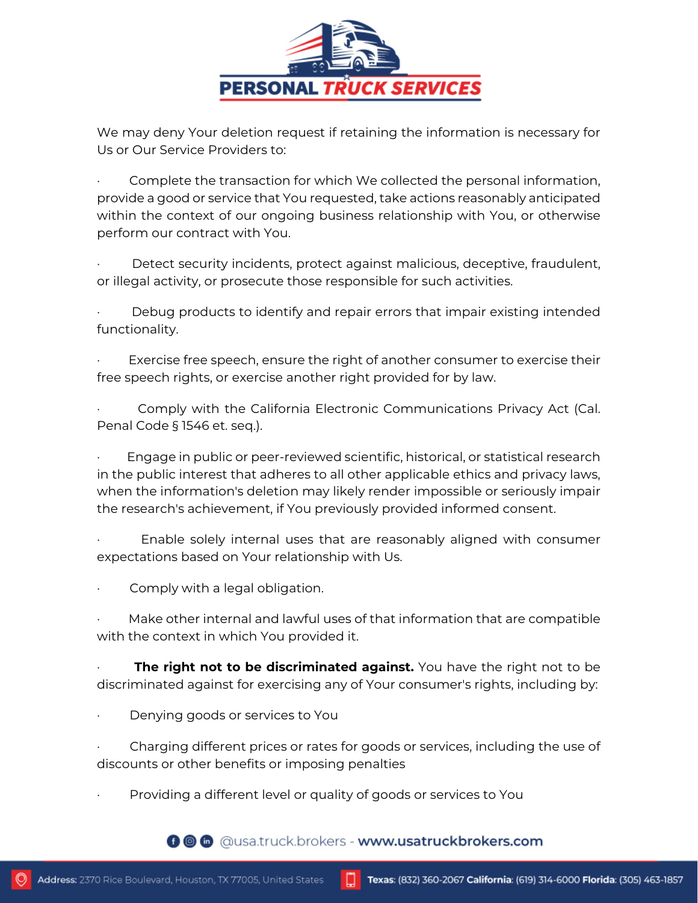We may deny Your deletion request if retaining the information is necessary for Us or Our Service Providers to:

- Complete the transaction for which We collected the personal information, provide a good or service that You requested, take actions reasonably anticipated within the context of our ongoing business relationship with You, or otherwise perform our contract with You.

- Detect security incidents, protect against malicious, deceptive, fraudulent, or illegal activity, or prosecute those responsible for such activities.

- Debug products to identify and repair errors that impair existing intended functionality.

- Exercise free speech, ensure the right of another consumer to exercise their free speech rights, or exercise another right provided for by law.

- Comply with the California Electronic Communications Privacy Act (Cal. Penal Code § 1546 et. seq.).

- Engage in public or peer-reviewed scientific, historical, or statistical research in the public interest that adheres to all other applicable ethics and privacy laws, when the information's deletion may likely render impossible or seriously impair the research's achievement, if You previously provided informed consent.

- Enable solely internal uses that are reasonably aligned with consumer expectations based on Your relationship with Us.

- Comply with a legal obligation.

- Make other internal and lawful uses of that information that are compatible with the context in which You provided it.

- **The right not to be discriminated against.** You have the right not to be discriminated against for exercising any of Your consumer's rights, including by:

- Denying goods or services to You

- Charging different prices or rates for goods or services, including the use of discounts or other benefits or imposing penalties

- Providing a different level or quality of goods or services to You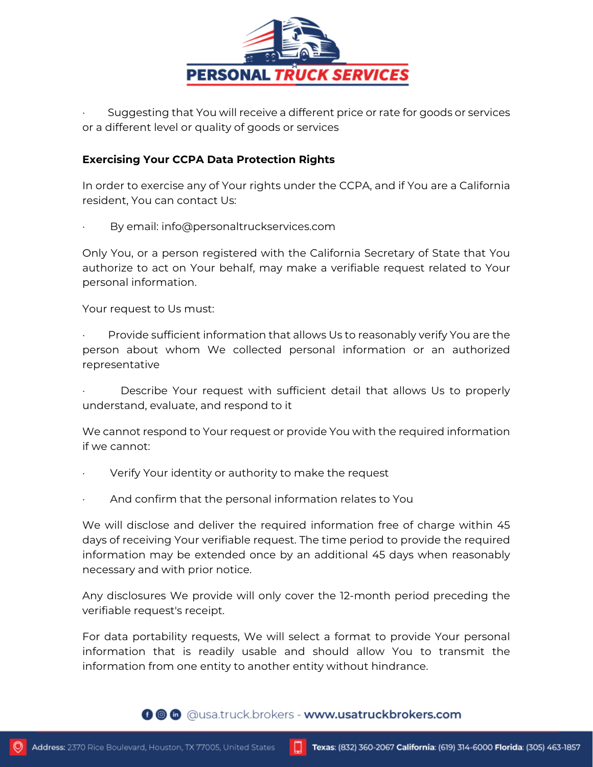- Suggesting that You will receive a different price or rate for goods or services or a different level or quality of goods or services

**Exercising Your CCPA Data Protection Rights**

In order to exercise any of Your rights under the CCPA, and if You are a California resident, You can contact Us:

- By email: info@personaltruckservices.com

Only You, or a person registered with the California Secretary of State that You authorize to act on Your behalf, may make a verifiable request related to Your personal information.

Your request to Us must:

- Provide sufficient information that allows Us to reasonably verify You are the person about whom We collected personal information or an authorized representative

- Describe Your request with sufficient detail that allows Us to properly understand, evaluate, and respond to it

We cannot respond to Your request or provide You with the required information if we cannot:

- Verify Your identity or authority to make the request

- And confirm that the personal information relates to You

We will disclose and deliver the required information free of charge within 45 days of receiving Your verifiable request. The time period to provide the required information may be extended once by an additional 45 days when reasonably necessary and with prior notice.

Any disclosures We provide will only cover the 12-month period preceding the verifiable request's receipt.

For data portability requests, We will select a format to provide Your personal information that is readily usable and should allow You to transmit the information from one entity to another entity without hindrance.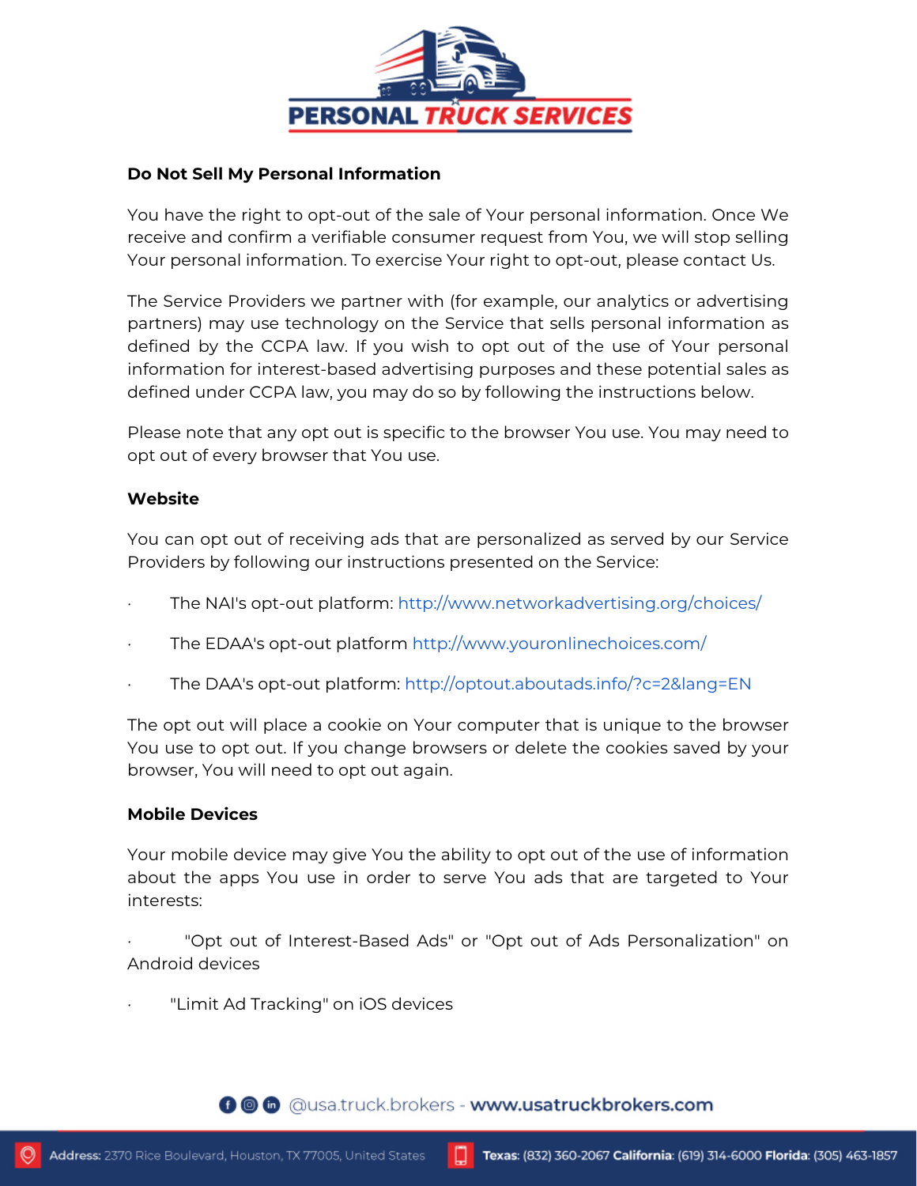**Do Not Sell My Personal Information**

You have the right to opt-out of the sale of Your personal information. Once We receive and confirm a verifiable consumer request from You, we will stop selling Your personal information. To exercise Your right to opt-out, please contact Us.

The Service Providers we partner with (for example, our analytics or advertising partners) may use technology on the Service that sells personal information as defined by the CCPA law. If you wish to opt out of the use of Your personal information for interest-based advertising purposes and these potential sales as defined under CCPA law, you may do so by following the instructions below.

Please note that any opt out is specific to the browser You use. You may need to opt out of every browser that You use.

**Website**

You can opt out of receiving ads that are personalized as served by our Service Providers by following our instructions presented on the Service:

- The NAI's opt-out platform: http://www.networkadvertising.org/choices/
- The EDAA's opt-out platform http://www.youronlinechoices.com/
- The DAA's opt-out platform: http://optout.aboutads.info/?c=2&lang=EN

The opt out will place a cookie on Your computer that is unique to the browser You use to opt out. If you change browsers or delete the cookies saved by your browser, You will need to opt out again.

**Mobile Devices**

Your mobile device may give You the ability to opt out of the use of information about the apps You use in order to serve You ads that are targeted to Your interests:

- "Opt out of Interest-Based Ads" or "Opt out of Ads Personalization" on Android devices
- "Limit Ad Tracking" on iOS devices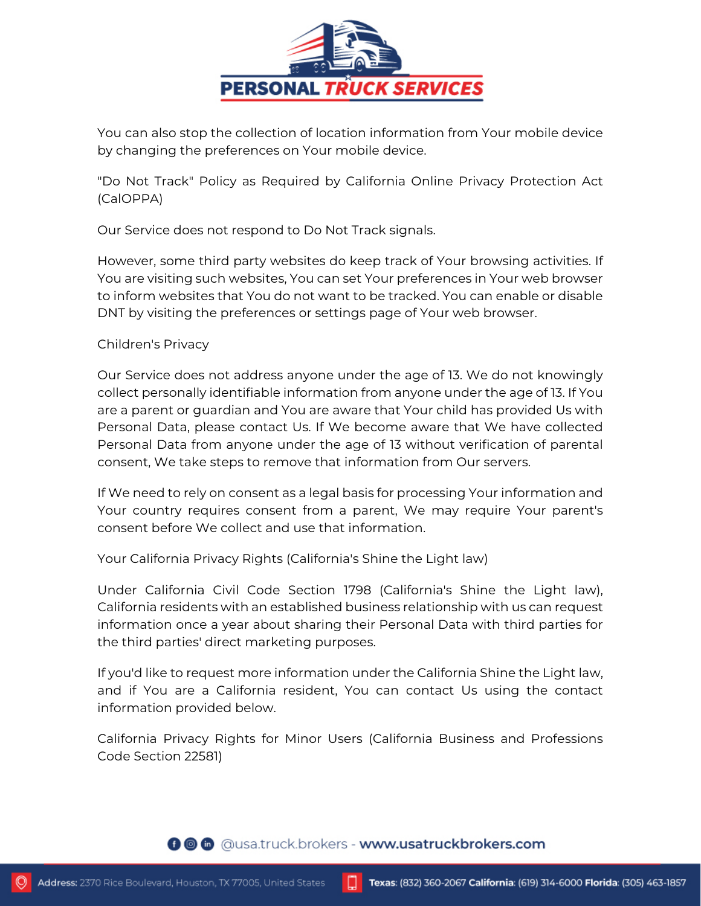You can also stop the collection of location information from Your mobile device by changing the preferences on Your mobile device.

## "Do Not Track" Policy as Required by California Online Privacy Protection Act (CalOPPA)

Our Service does not respond to Do Not Track signals.

However, some third party websites do keep track of Your browsing activities. If You are visiting such websites, You can set Your preferences in Your web browser to inform websites that You do not want to be tracked. You can enable or disable DNT by visiting the preferences or settings page of Your web browser.

## Children's Privacy

Our Service does not address anyone under the age of 13. We do not knowingly collect personally identifiable information from anyone under the age of 13. If You are a parent or guardian and You are aware that Your child has provided Us with Personal Data, please contact Us. If We become aware that We have collected Personal Data from anyone under the age of 13 without verification of parental consent, We take steps to remove that information from Our servers.

If We need to rely on consent as a legal basis for processing Your information and Your country requires consent from a parent, We may require Your parent's consent before We collect and use that information.

## Your California Privacy Rights (California's Shine the Light law)

Under California Civil Code Section 1798 (California's Shine the Light law), California residents with an established business relationship with us can request information once a year about sharing their Personal Data with third parties for the third parties' direct marketing purposes.

If you'd like to request more information under the California Shine the Light law, and if You are a California resident, You can contact Us using the contact information provided below.

## California Privacy Rights for Minor Users (California Business and Professions Code Section 22581)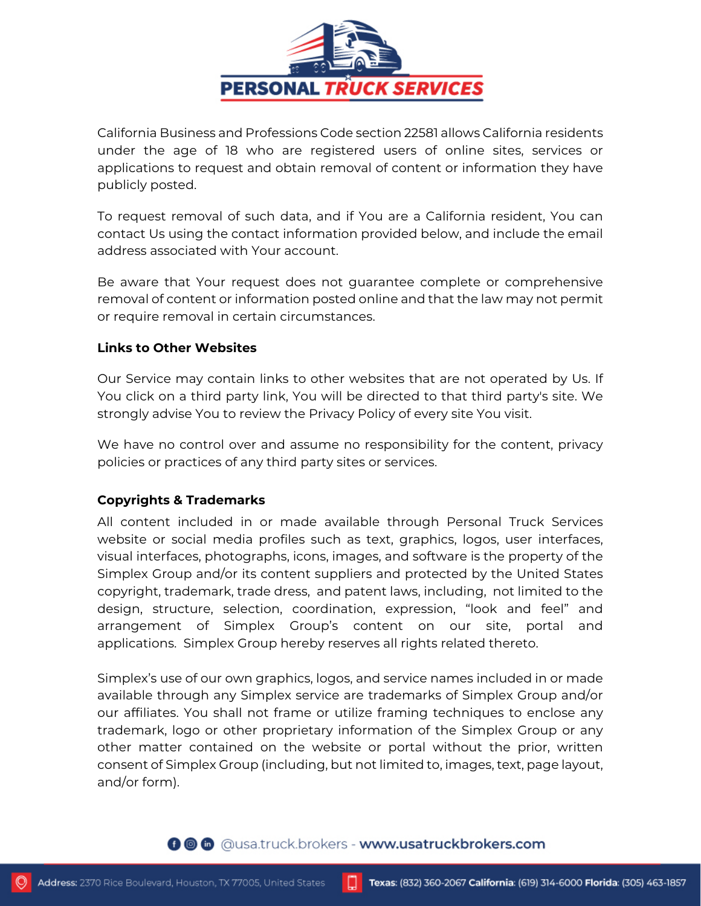California Business and Professions Code section 22581 allows California residents under the age of 18 who are registered users of online sites, services or applications to request and obtain removal of content or information they have publicly posted.

To request removal of such data, and if You are a California resident, You can contact Us using the contact information provided below, and include the email address associated with Your account.

Be aware that Your request does not guarantee complete or comprehensive removal of content or information posted online and that the law may not permit or require removal in certain circumstances.

**Links to Other Websites**

Our Service may contain links to other websites that are not operated by Us. If You click on a third party link, You will be directed to that third party's site. We strongly advise You to review the Privacy Policy of every site You visit.

We have no control over and assume no responsibility for the content, privacy policies or practices of any third party sites or services.

**Copyrights & Trademarks**

All content included in or made available through Personal Truck Services website or social media profiles such as text, graphics, logos, user interfaces, visual interfaces, photographs, icons, images, and software is the property of the Simplex Group and/or its content suppliers and protected by the United States copyright, trademark, trade dress, and patent laws, including, not limited to the design, structure, selection, coordination, expression, "look and feel" and arrangement of Simplex Group's content on our site, portal and applications. Simplex Group hereby reserves all rights related thereto.

Simplex's use of our own graphics, logos, and service names included in or made available through any Simplex service are trademarks of Simplex Group and/or our affiliates. You shall not frame or utilize framing techniques to enclose any trademark, logo or other proprietary information of the Simplex Group or any other matter contained on the website or portal without the prior, written consent of Simplex Group (including, but not limited to, images, text, page layout, and/or form).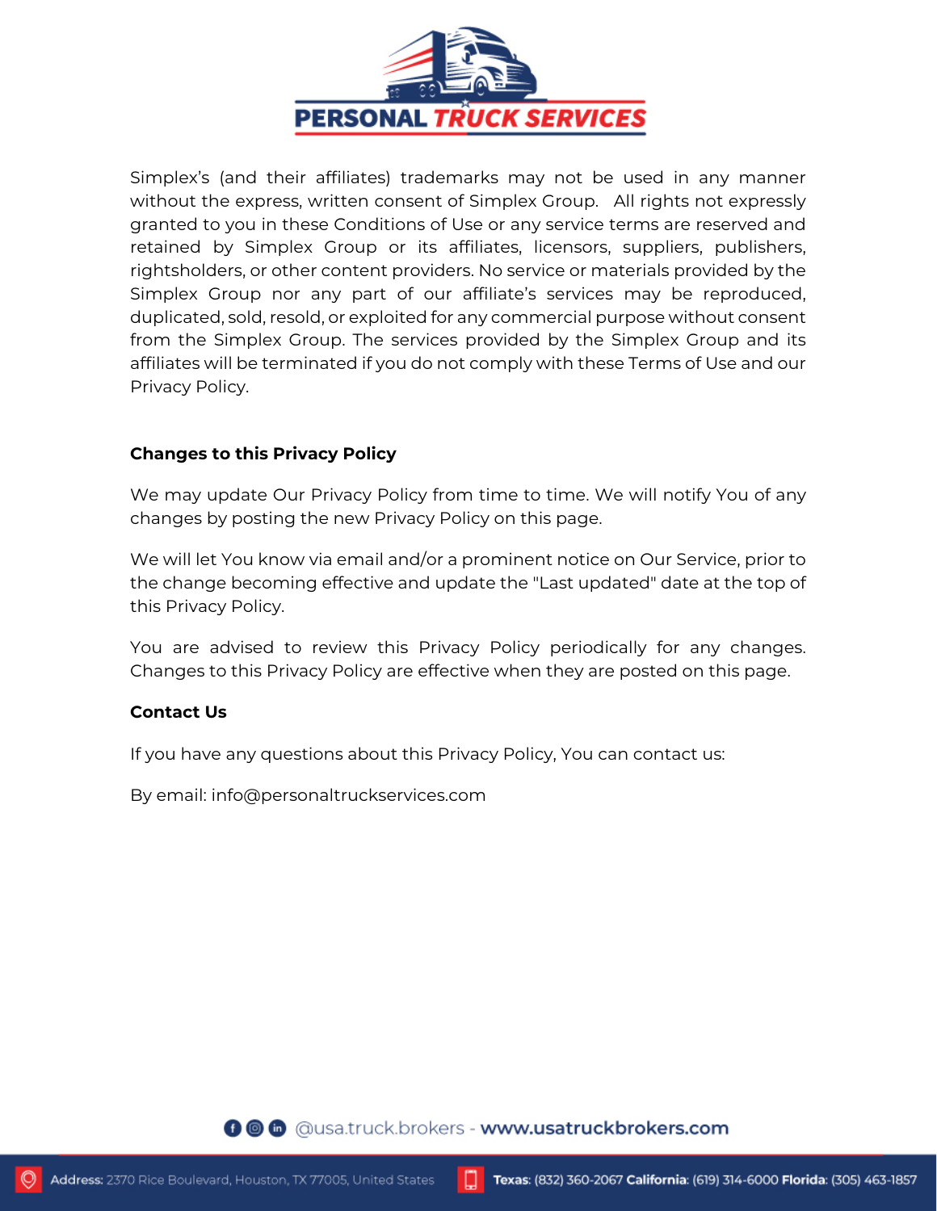Simplex's (and their affiliates) trademarks may not be used in any manner without the express, written consent of Simplex Group. All rights not expressly granted to you in these Conditions of Use or any service terms are reserved and retained by Simplex Group or its affiliates, licensors, suppliers, publishers, rightsholders, or other content providers. No service or materials provided by the Simplex Group nor any part of our affiliate's services may be reproduced, duplicated, sold, resold, or exploited for any commercial purpose without consent from the Simplex Group. The services provided by the Simplex Group and its affiliates will be terminated if you do not comply with these Terms of Use and our Privacy Policy.

## Changes to this Privacy Policy

We may update Our Privacy Policy from time to time. We will notify You of any changes by posting the new Privacy Policy on this page.

We will let You know via email and/or a prominent notice on Our Service, prior to the change becoming effective and update the "Last updated" date at the top of this Privacy Policy.

You are advised to review this Privacy Policy periodically for any changes. Changes to this Privacy Policy are effective when they are posted on this page.

## Contact Us

If you have any questions about this Privacy Policy, You can contact us:

By email: info@personaltruckservices.com